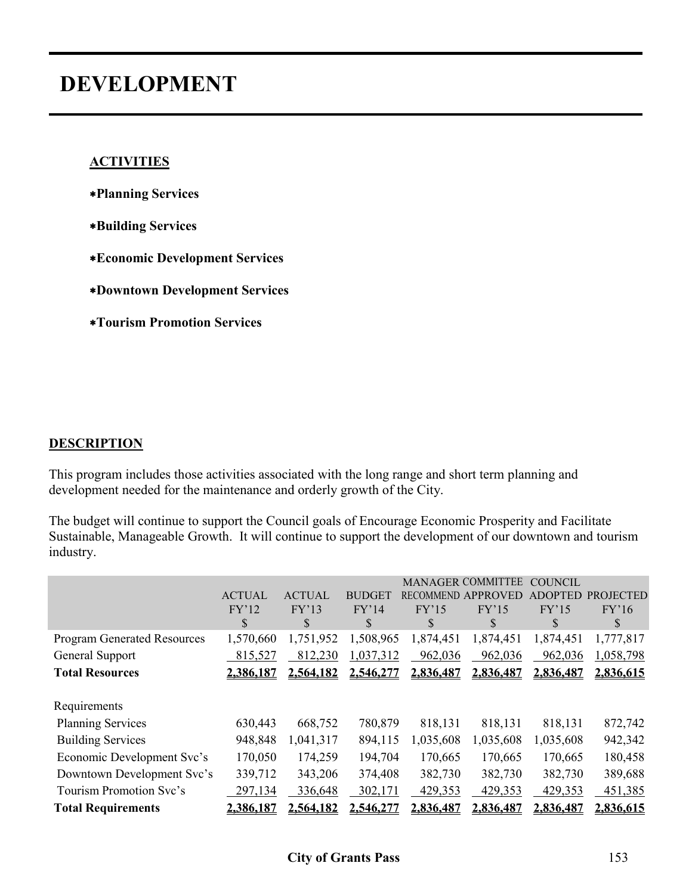# DEVELOPMENT

## ACTIVITIES

- **Planning Services**
- **Building Services**
- **Economic Development Services**
- **Downtown Development Services**
- **Tourism Promotion Services**

## DESCRIPTION

This program includes those activities associated with the long range and short term planning and development needed for the maintenance and orderly growth of the City.

The budget will continue to support the Council goals of Encourage Economic Prosperity and Facilitate Sustainable, Manageable Growth. It will continue to support the development of our downtown and tourism industry.

| | ACTUAL FY'12 $ | ACTUAL FY'13 $ | BUDGET FY'14 $ | MANAGER RECOMMEND FY'15 $ | COMMITTEE APPROVED FY'15 $ | COUNCIL ADOPTED FY'15 $ | PROJECTED FY'16 $ |
|---|---|---|---|---|---|---|---|
| Program Generated Resources | 1,570,660 | 1,751,952 | 1,508,965 | 1,874,451 | 1,874,451 | 1,874,451 | 1,777,817 |
| General Support | 815,527 | 812,230 | 1,037,312 | 962,036 | 962,036 | 962,036 | 1,058,798 |
| **Total Resources** | **2,386,187** | **2,564,182** | **2,546,277** | **2,836,487** | **2,836,487** | **2,836,487** | **2,836,615** |
| Requirements | | | | | | | |
| Planning Services | 630,443 | 668,752 | 780,879 | 818,131 | 818,131 | 818,131 | 872,742 |
| Building Services | 948,848 | 1,041,317 | 894,115 | 1,035,608 | 1,035,608 | 1,035,608 | 942,342 |
| Economic Development Svc's | 170,050 | 174,259 | 194,704 | 170,665 | 170,665 | 170,665 | 180,458 |
| Downtown Development Svc's | 339,712 | 343,206 | 374,408 | 382,730 | 382,730 | 382,730 | 389,688 |
| Tourism Promotion Svc's | 297,134 | 336,648 | 302,171 | 429,353 | 429,353 | 429,353 | 451,385 |
| **Total Requirements** | **2,386,187** | **2,564,182** | **2,546,277** | **2,836,487** | **2,836,487** | **2,836,487** | **2,836,615** |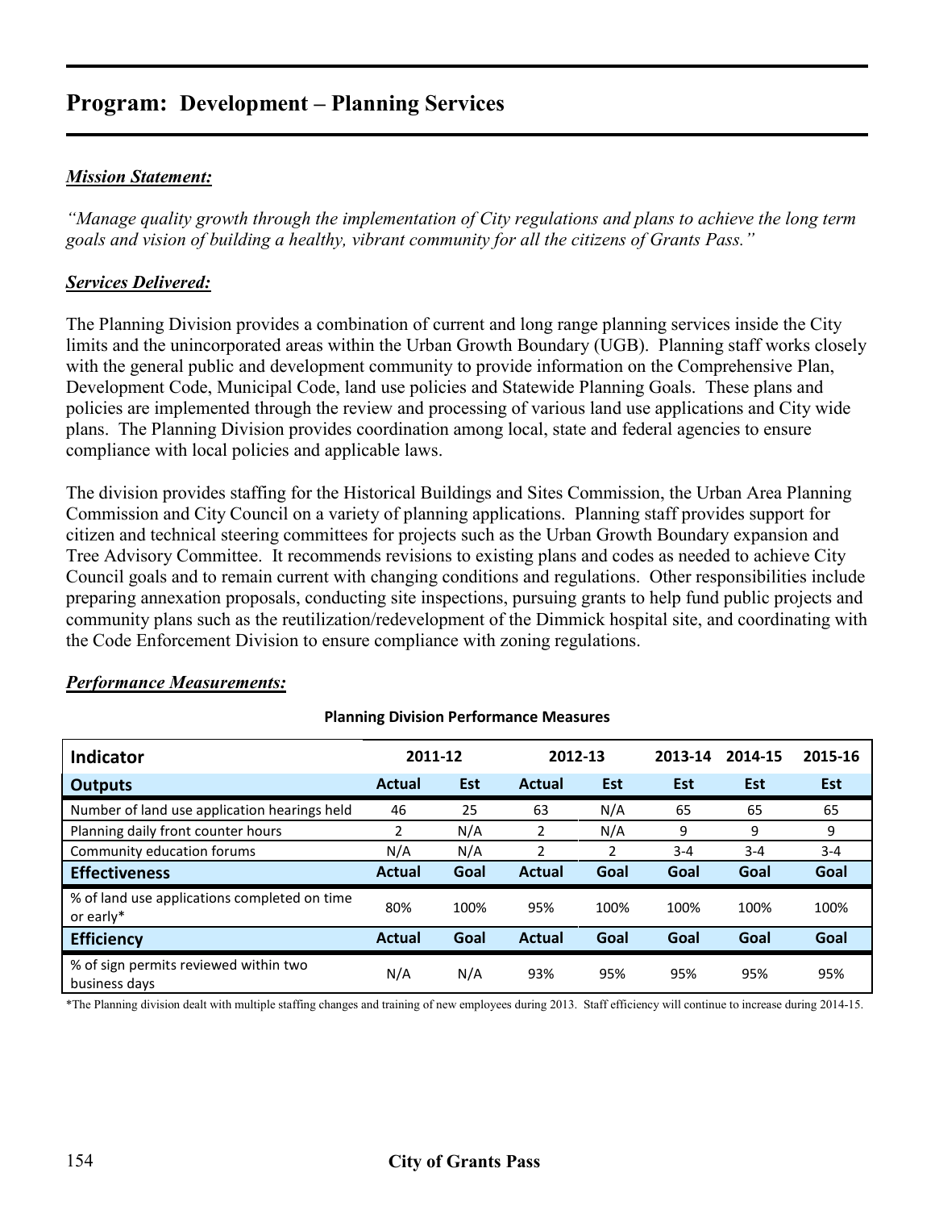# Program: Development – Planning Services

***Mission Statement:***

*"Manage quality growth through the implementation of City regulations and plans to achieve the long term goals and vision of building a healthy, vibrant community for all the citizens of Grants Pass."*

***Services Delivered:***

The Planning Division provides a combination of current and long range planning services inside the City limits and the unincorporated areas within the Urban Growth Boundary (UGB). Planning staff works closely with the general public and development community to provide information on the Comprehensive Plan, Development Code, Municipal Code, land use policies and Statewide Planning Goals. These plans and policies are implemented through the review and processing of various land use applications and City wide plans. The Planning Division provides coordination among local, state and federal agencies to ensure compliance with local policies and applicable laws.

The division provides staffing for the Historical Buildings and Sites Commission, the Urban Area Planning Commission and City Council on a variety of planning applications. Planning staff provides support for citizen and technical steering committees for projects such as the Urban Growth Boundary expansion and Tree Advisory Committee. It recommends revisions to existing plans and codes as needed to achieve City Council goals and to remain current with changing conditions and regulations. Other responsibilities include preparing annexation proposals, conducting site inspections, pursuing grants to help fund public projects and community plans such as the reutilization/redevelopment of the Dimmick hospital site, and coordinating with the Code Enforcement Division to ensure compliance with zoning regulations.

***Performance Measurements:***

**Planning Division Performance Measures**

| Indicator | 2011-12 | | 2012-13 | | 2013-14 | 2014-15 | 2015-16 |
|---|---|---|---|---|---|---|---|
| **Outputs** | **Actual** | **Est** | **Actual** | **Est** | **Est** | **Est** | **Est** |
| Number of land use application hearings held | 46 | 25 | 63 | N/A | 65 | 65 | 65 |
| Planning daily front counter hours | 2 | N/A | 2 | N/A | 9 | 9 | 9 |
| Community education forums | N/A | N/A | 2 | 2 | 3-4 | 3-4 | 3-4 |
| **Effectiveness** | **Actual** | **Goal** | **Actual** | **Goal** | **Goal** | **Goal** | **Goal** |
| % of land use applications completed on time or early* | 80% | 100% | 95% | 100% | 100% | 100% | 100% |
| **Efficiency** | **Actual** | **Goal** | **Actual** | **Goal** | **Goal** | **Goal** | **Goal** |
| % of sign permits reviewed within two business days | N/A | N/A | 93% | 95% | 95% | 95% | 95% |

*The Planning division dealt with multiple staffing changes and training of new employees during 2013. Staff efficiency will continue to increase during 2014-15.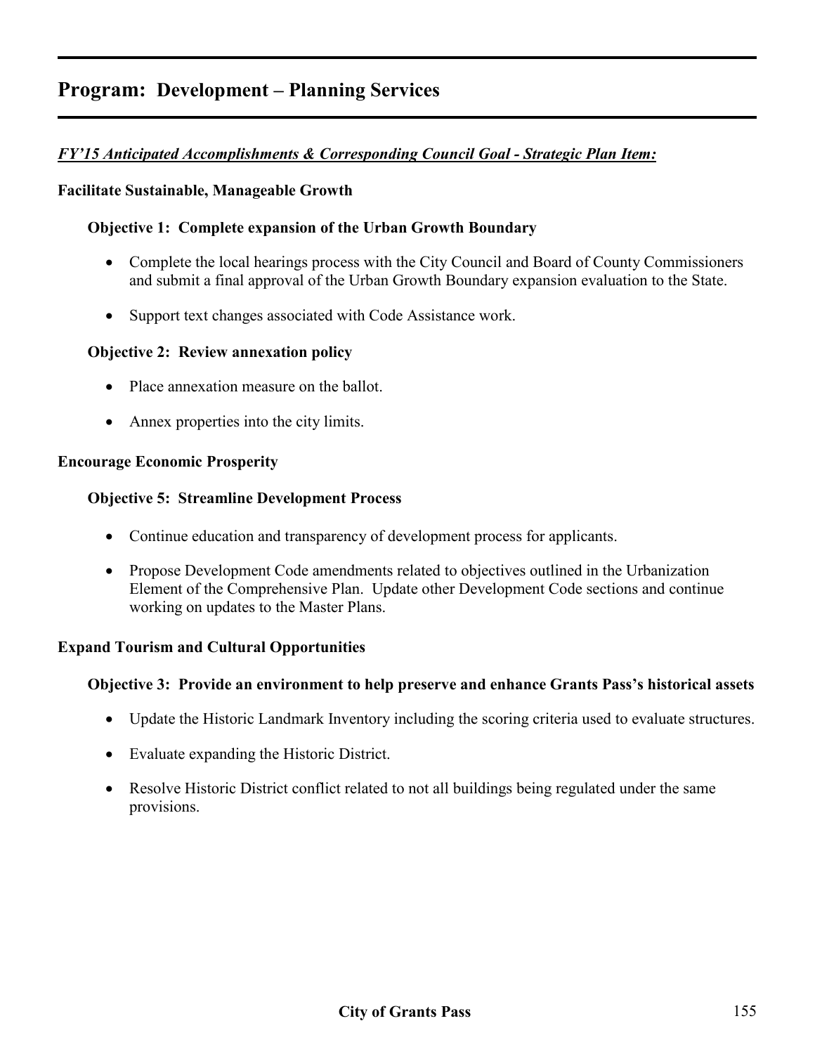## Program: Development – Planning Services

***FY'15 Anticipated Accomplishments & Corresponding Council Goal - Strategic Plan Item:***

**Facilitate Sustainable, Manageable Growth**

**Objective 1: Complete expansion of the Urban Growth Boundary**

- Complete the local hearings process with the City Council and Board of County Commissioners and submit a final approval of the Urban Growth Boundary expansion evaluation to the State.
- Support text changes associated with Code Assistance work.

**Objective 2: Review annexation policy**

- Place annexation measure on the ballot.
- Annex properties into the city limits.

**Encourage Economic Prosperity**

**Objective 5: Streamline Development Process**

- Continue education and transparency of development process for applicants.
- Propose Development Code amendments related to objectives outlined in the Urbanization Element of the Comprehensive Plan. Update other Development Code sections and continue working on updates to the Master Plans.

**Expand Tourism and Cultural Opportunities**

**Objective 3: Provide an environment to help preserve and enhance Grants Pass's historical assets**

- Update the Historic Landmark Inventory including the scoring criteria used to evaluate structures.
- Evaluate expanding the Historic District.
- Resolve Historic District conflict related to not all buildings being regulated under the same provisions.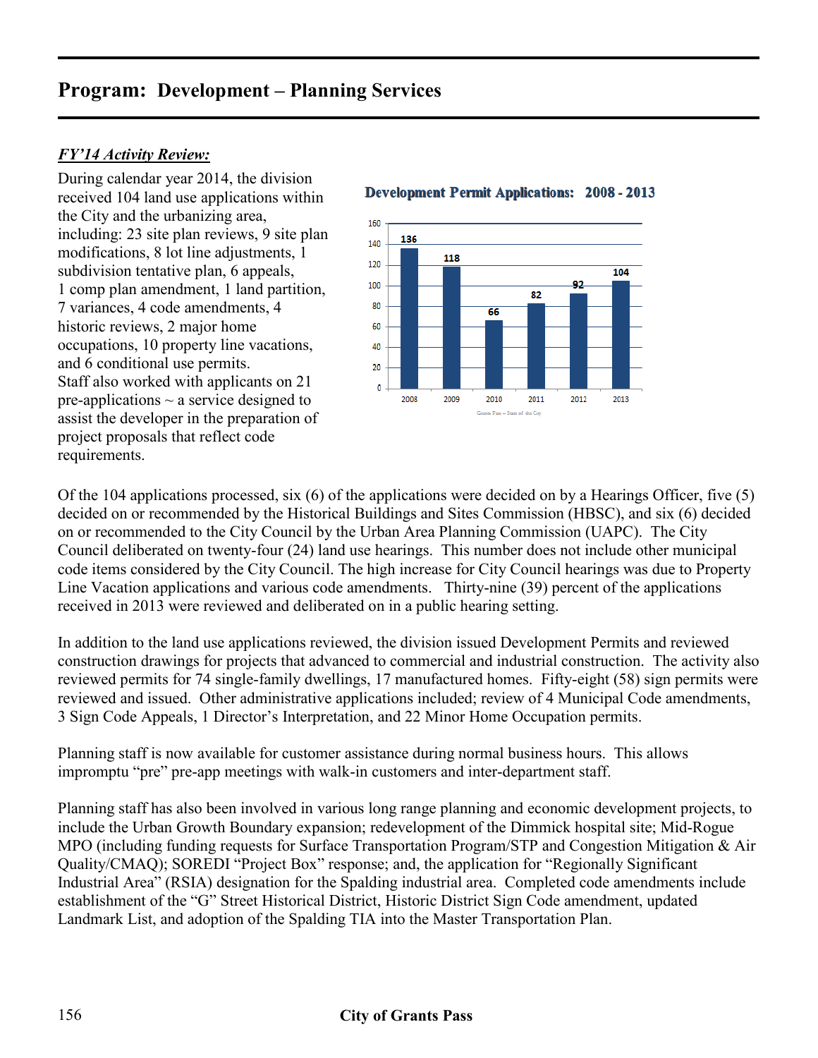## Program: Development – Planning Services

### *FY'14 Activity Review:*

During calendar year 2014, the division received 104 land use applications within the City and the urbanizing area, including: 23 site plan reviews, 9 site plan modifications, 8 lot line adjustments, 1 subdivision tentative plan, 6 appeals, 1 comp plan amendment, 1 land partition, 7 variances, 4 code amendments, 4 historic reviews, 2 major home occupations, 10 property line vacations, and 6 conditional use permits. Staff also worked with applicants on 21 pre-applications ~ a service designed to assist the developer in the preparation of project proposals that reflect code requirements.

**Development Permit Applications: 2008 - 2013**

| Year | Applications |
|---|---|
| 2008 | 136 |
| 2009 | 118 |
| 2010 | 66 |
| 2011 | 82 |
| 2012 | 92 |
| 2013 | 104 |

Grants Pass – State of the City

Of the 104 applications processed, six (6) of the applications were decided on by a Hearings Officer, five (5) decided on or recommended by the Historical Buildings and Sites Commission (HBSC), and six (6) decided on or recommended to the City Council by the Urban Area Planning Commission (UAPC). The City Council deliberated on twenty-four (24) land use hearings. This number does not include other municipal code items considered by the City Council. The high increase for City Council hearings was due to Property Line Vacation applications and various code amendments. Thirty-nine (39) percent of the applications received in 2013 were reviewed and deliberated on in a public hearing setting.

In addition to the land use applications reviewed, the division issued Development Permits and reviewed construction drawings for projects that advanced to commercial and industrial construction. The activity also reviewed permits for 74 single-family dwellings, 17 manufactured homes. Fifty-eight (58) sign permits were reviewed and issued. Other administrative applications included; review of 4 Municipal Code amendments, 3 Sign Code Appeals, 1 Director's Interpretation, and 22 Minor Home Occupation permits.

Planning staff is now available for customer assistance during normal business hours. This allows impromptu "pre" pre-app meetings with walk-in customers and inter-department staff.

Planning staff has also been involved in various long range planning and economic development projects, to include the Urban Growth Boundary expansion; redevelopment of the Dimmick hospital site; Mid-Rogue MPO (including funding requests for Surface Transportation Program/STP and Congestion Mitigation & Air Quality/CMAQ); SOREDI "Project Box" response; and, the application for "Regionally Significant Industrial Area" (RSIA) designation for the Spalding industrial area. Completed code amendments include establishment of the "G" Street Historical District, Historic District Sign Code amendment, updated Landmark List, and adoption of the Spalding TIA into the Master Transportation Plan.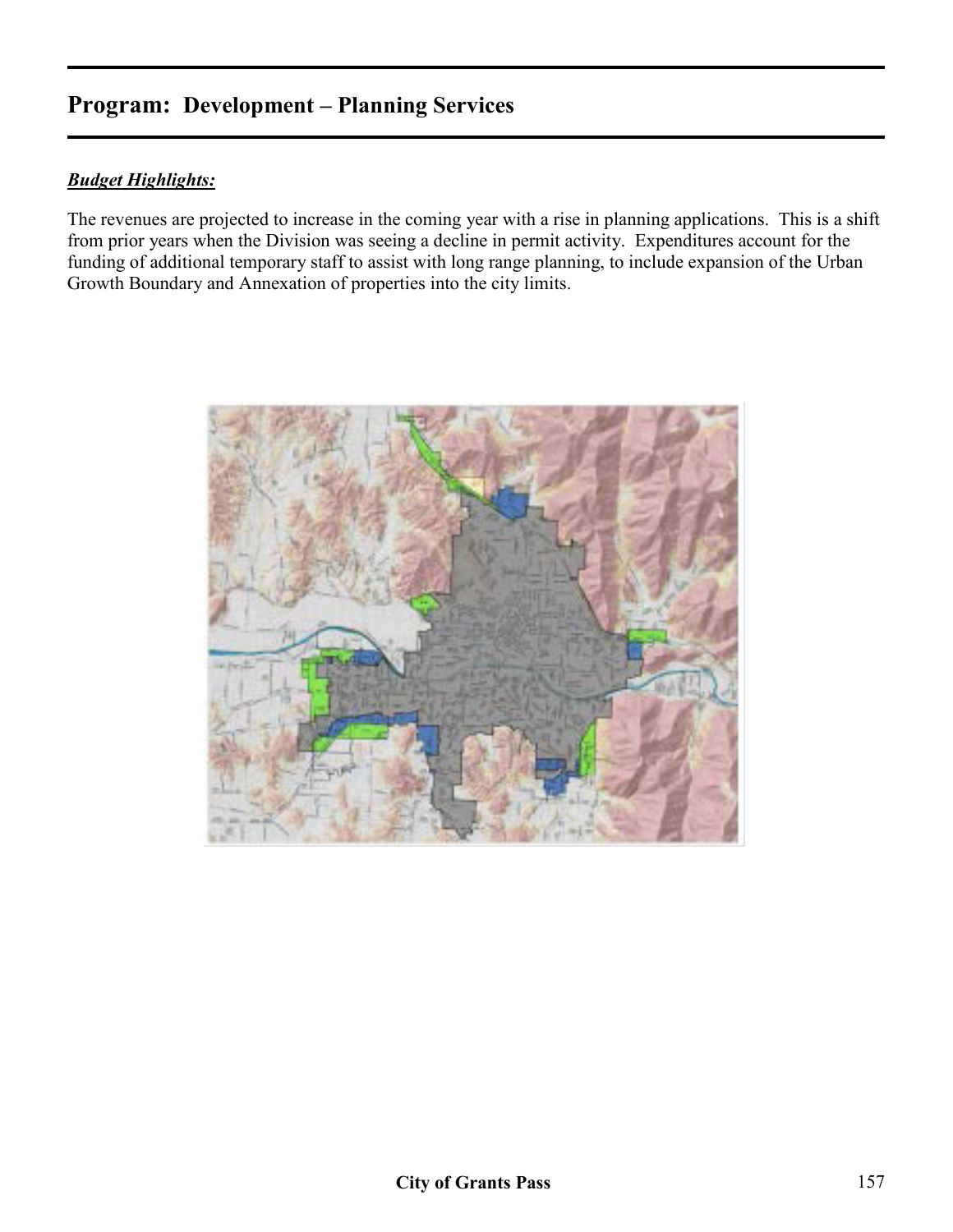## Program: Development – Planning Services

***Budget Highlights:***

The revenues are projected to increase in the coming year with a rise in planning applications. This is a shift from prior years when the Division was seeing a decline in permit activity. Expenditures account for the funding of additional temporary staff to assist with long range planning, to include expansion of the Urban Growth Boundary and Annexation of properties into the city limits.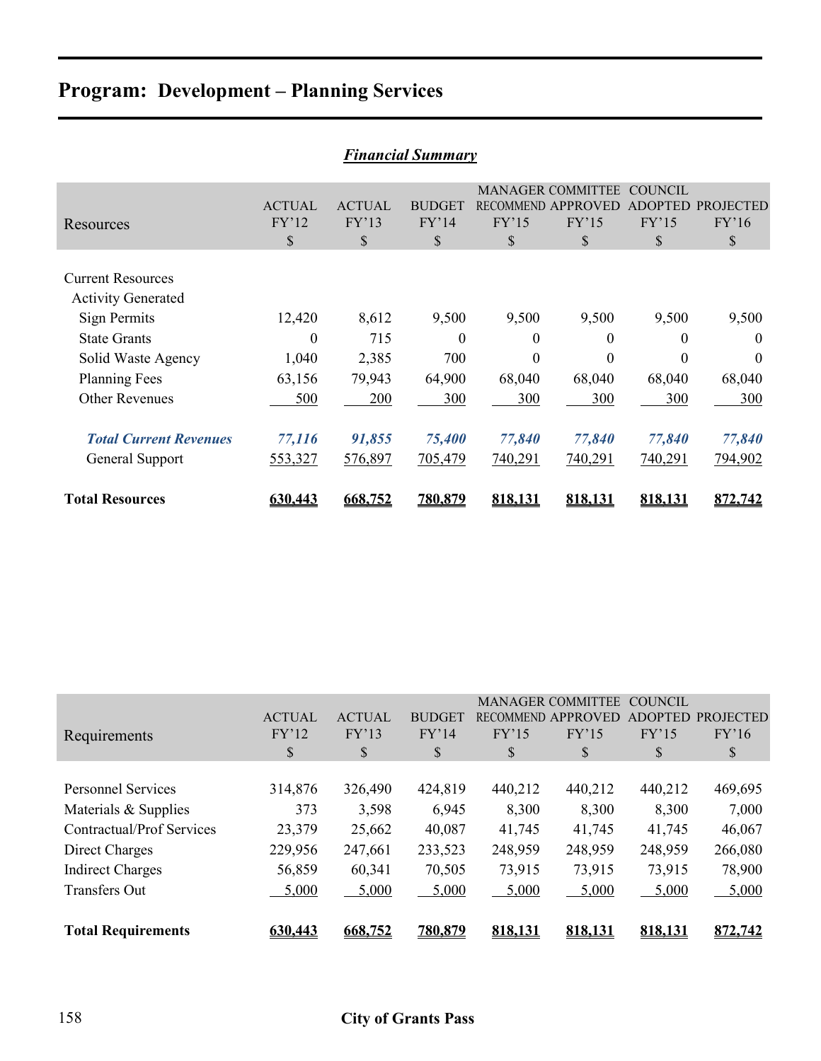# Program: Development – Planning Services

## *Financial Summary*

| Resources | ACTUAL FY'12 $ | ACTUAL FY'13 $ | BUDGET FY'14 $ | MANAGER RECOMMEND FY'15 $ | COMMITTEE APPROVED FY'15 $ | COUNCIL ADOPTED FY'15 $ | PROJECTED FY'16 $ |
|---|---|---|---|---|---|---|---|
| Current Resources | | | | | | | |
| Activity Generated | | | | | | | |
| Sign Permits | 12,420 | 8,612 | 9,500 | 9,500 | 9,500 | 9,500 | 9,500 |
| State Grants | 0 | 715 | 0 | 0 | 0 | 0 | 0 |
| Solid Waste Agency | 1,040 | 2,385 | 700 | 0 | 0 | 0 | 0 |
| Planning Fees | 63,156 | 79,943 | 64,900 | 68,040 | 68,040 | 68,040 | 68,040 |
| Other Revenues | 500 | 200 | 300 | 300 | 300 | 300 | 300 |
| ***Total Current Revenues*** | ***77,116*** | ***91,855*** | ***75,400*** | ***77,840*** | ***77,840*** | ***77,840*** | ***77,840*** |
| General Support | 553,327 | 576,897 | 705,479 | 740,291 | 740,291 | 740,291 | 794,902 |
| **Total Resources** | **630,443** | **668,752** | **780,879** | **818,131** | **818,131** | **818,131** | **872,742** |

| Requirements | ACTUAL FY'12 $ | ACTUAL FY'13 $ | BUDGET FY'14 $ | MANAGER RECOMMEND FY'15 $ | COMMITTEE APPROVED FY'15 $ | COUNCIL ADOPTED FY'15 $ | PROJECTED FY'16 $ |
|---|---|---|---|---|---|---|---|
| Personnel Services | 314,876 | 326,490 | 424,819 | 440,212 | 440,212 | 440,212 | 469,695 |
| Materials & Supplies | 373 | 3,598 | 6,945 | 8,300 | 8,300 | 8,300 | 7,000 |
| Contractual/Prof Services | 23,379 | 25,662 | 40,087 | 41,745 | 41,745 | 41,745 | 46,067 |
| Direct Charges | 229,956 | 247,661 | 233,523 | 248,959 | 248,959 | 248,959 | 266,080 |
| Indirect Charges | 56,859 | 60,341 | 70,505 | 73,915 | 73,915 | 73,915 | 78,900 |
| Transfers Out | 5,000 | 5,000 | 5,000 | 5,000 | 5,000 | 5,000 | 5,000 |
| **Total Requirements** | **630,443** | **668,752** | **780,879** | **818,131** | **818,131** | **818,131** | **872,742** |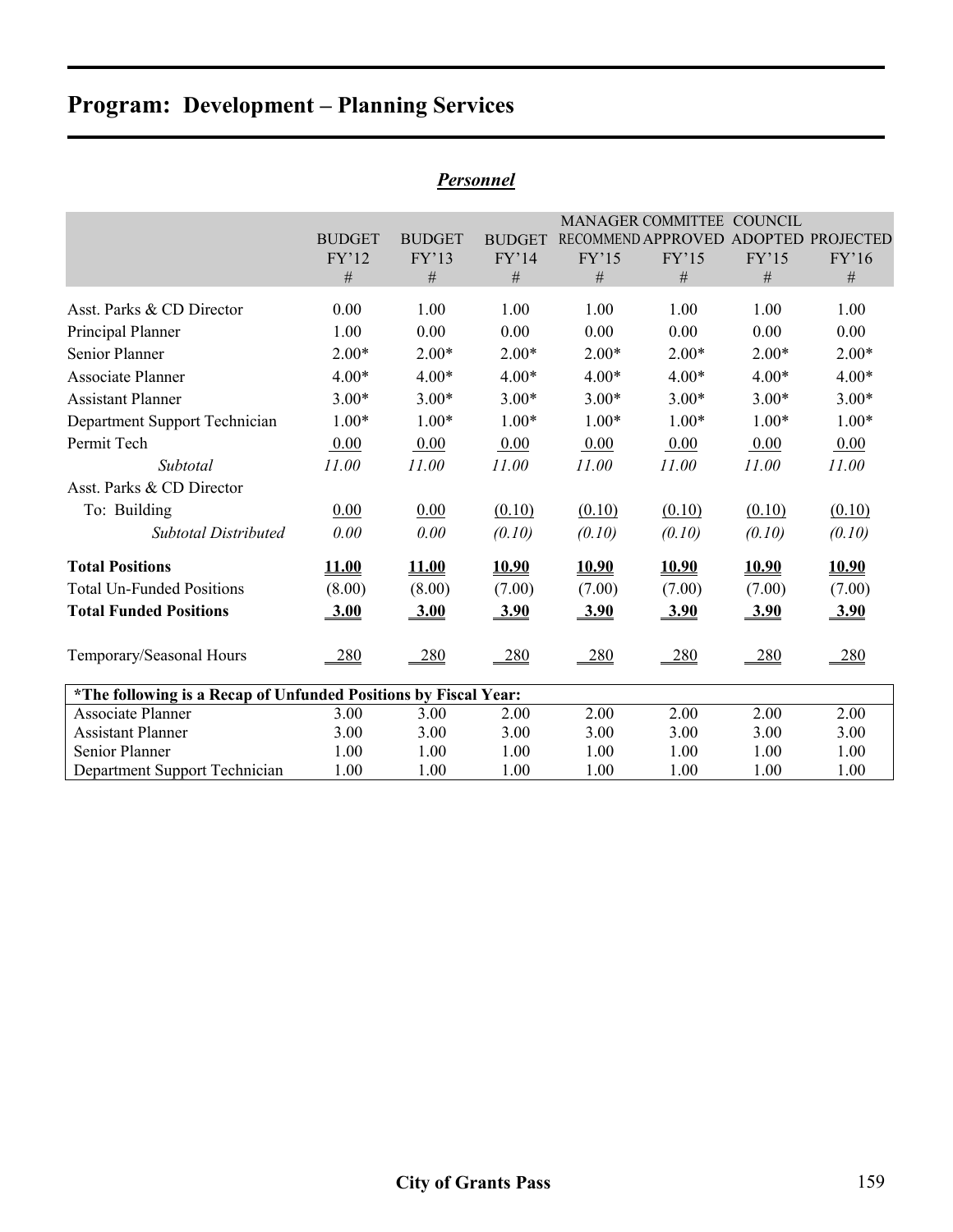# Program: Development – Planning Services

## *Personnel*

| | BUDGET FY'12 # | BUDGET FY'13 # | BUDGET FY'14 # | MANAGER RECOMMEND FY'15 # | COMMITTEE APPROVED FY'15 # | COUNCIL ADOPTED FY'15 # | PROJECTED FY'16 # |
|---|---|---|---|---|---|---|---|
| Asst. Parks & CD Director | 0.00 | 1.00 | 1.00 | 1.00 | 1.00 | 1.00 | 1.00 |
| Principal Planner | 1.00 | 0.00 | 0.00 | 0.00 | 0.00 | 0.00 | 0.00 |
| Senior Planner | 2.00* | 2.00* | 2.00* | 2.00* | 2.00* | 2.00* | 2.00* |
| Associate Planner | 4.00* | 4.00* | 4.00* | 4.00* | 4.00* | 4.00* | 4.00* |
| Assistant Planner | 3.00* | 3.00* | 3.00* | 3.00* | 3.00* | 3.00* | 3.00* |
| Department Support Technician | 1.00* | 1.00* | 1.00* | 1.00* | 1.00* | 1.00* | 1.00* |
| Permit Tech | 0.00 | 0.00 | 0.00 | 0.00 | 0.00 | 0.00 | 0.00 |
| *Subtotal* | *11.00* | *11.00* | *11.00* | *11.00* | *11.00* | *11.00* | *11.00* |
| Asst. Parks & CD Director | | | | | | | |
| To: Building | 0.00 | 0.00 | (0.10) | (0.10) | (0.10) | (0.10) | (0.10) |
| *Subtotal Distributed* | *0.00* | *0.00* | *(0.10)* | *(0.10)* | *(0.10)* | *(0.10)* | *(0.10)* |
| **Total Positions** | **11.00** | **11.00** | **10.90** | **10.90** | **10.90** | **10.90** | **10.90** |
| Total Un-Funded Positions | (8.00) | (8.00) | (7.00) | (7.00) | (7.00) | (7.00) | (7.00) |
| **Total Funded Positions** | **3.00** | **3.00** | **3.90** | **3.90** | **3.90** | **3.90** | **3.90** |
| Temporary/Seasonal Hours | 280 | 280 | 280 | 280 | 280 | 280 | 280 |

| **\*The following is a Recap of Unfunded Positions by Fiscal Year:** | | | | | | | |
|---|---|---|---|---|---|---|---|
| Associate Planner | 3.00 | 3.00 | 2.00 | 2.00 | 2.00 | 2.00 | 2.00 |
| Assistant Planner | 3.00 | 3.00 | 3.00 | 3.00 | 3.00 | 3.00 | 3.00 |
| Senior Planner | 1.00 | 1.00 | 1.00 | 1.00 | 1.00 | 1.00 | 1.00 |
| Department Support Technician | 1.00 | 1.00 | 1.00 | 1.00 | 1.00 | 1.00 | 1.00 |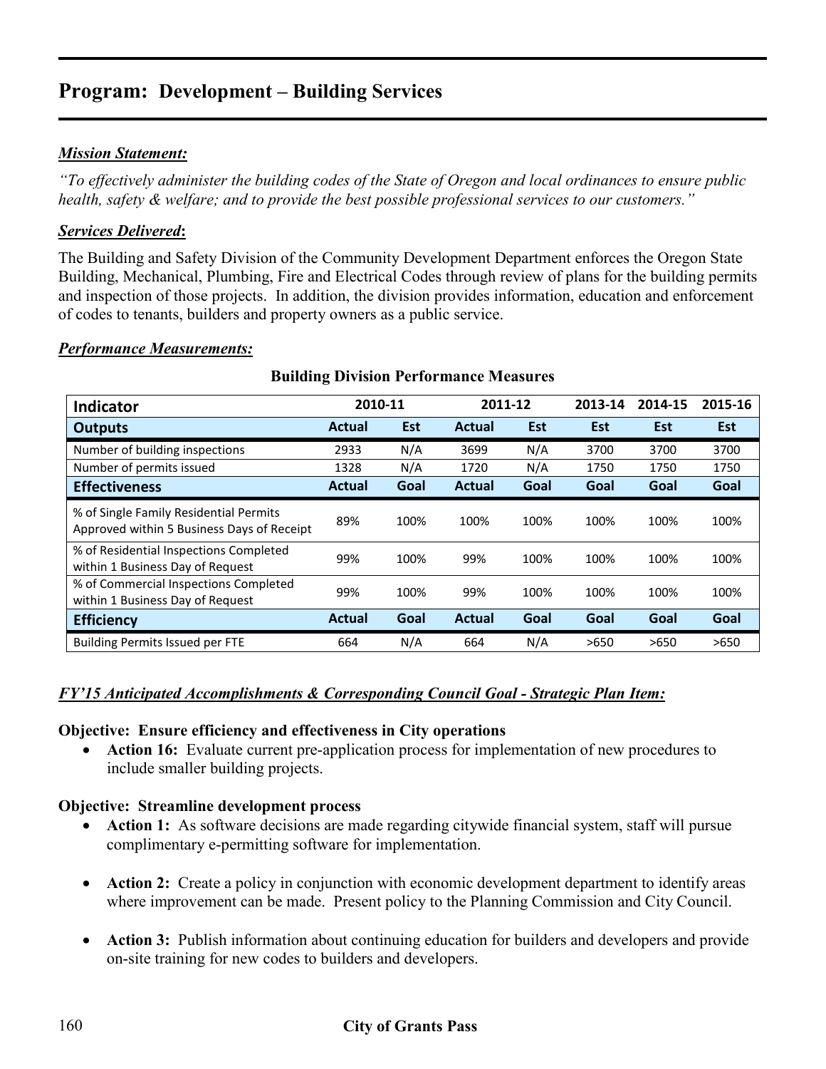# Program: Development – Building Services

***Mission Statement:***

*"To effectively administer the building codes of the State of Oregon and local ordinances to ensure public health, safety & welfare; and to provide the best possible professional services to our customers."*

***Services Delivered*:**

The Building and Safety Division of the Community Development Department enforces the Oregon State Building, Mechanical, Plumbing, Fire and Electrical Codes through review of plans for the building permits and inspection of those projects. In addition, the division provides information, education and enforcement of codes to tenants, builders and property owners as a public service.

***Performance Measurements:***

**Building Division Performance Measures**

| Indicator | 2010-11 | | 2011-12 | | 2013-14 | 2014-15 | 2015-16 |
|---|---|---|---|---|---|---|---|
| **Outputs** | **Actual** | **Est** | **Actual** | **Est** | **Est** | **Est** | **Est** |
| Number of building inspections | 2933 | N/A | 3699 | N/A | 3700 | 3700 | 3700 |
| Number of permits issued | 1328 | N/A | 1720 | N/A | 1750 | 1750 | 1750 |
| **Effectiveness** | **Actual** | **Goal** | **Actual** | **Goal** | **Goal** | **Goal** | **Goal** |
| % of Single Family Residential Permits Approved within 5 Business Days of Receipt | 89% | 100% | 100% | 100% | 100% | 100% | 100% |
| % of Residential Inspections Completed within 1 Business Day of Request | 99% | 100% | 99% | 100% | 100% | 100% | 100% |
| % of Commercial Inspections Completed within 1 Business Day of Request | 99% | 100% | 99% | 100% | 100% | 100% | 100% |
| **Efficiency** | **Actual** | **Goal** | **Actual** | **Goal** | **Goal** | **Goal** | **Goal** |
| Building Permits Issued per FTE | 664 | N/A | 664 | N/A | >650 | >650 | >650 |

***FY'15 Anticipated Accomplishments & Corresponding Council Goal - Strategic Plan Item:***

**Objective: Ensure efficiency and effectiveness in City operations**

- **Action 16:** Evaluate current pre-application process for implementation of new procedures to include smaller building projects.

**Objective: Streamline development process**

- **Action 1:** As software decisions are made regarding citywide financial system, staff will pursue complimentary e-permitting software for implementation.

- **Action 2:** Create a policy in conjunction with economic development department to identify areas where improvement can be made. Present policy to the Planning Commission and City Council.

- **Action 3:** Publish information about continuing education for builders and developers and provide on-site training for new codes to builders and developers.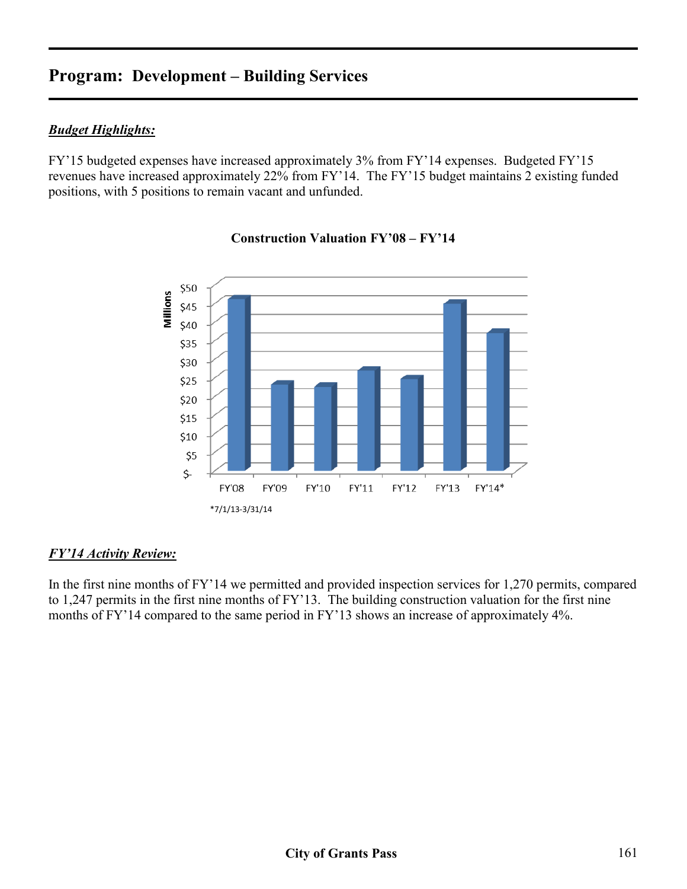# Program: Development – Building Services

***Budget Highlights:***

FY'15 budgeted expenses have increased approximately 3% from FY'14 expenses. Budgeted FY'15 revenues have increased approximately 22% from FY'14. The FY'15 budget maintains 2 existing funded positions, with 5 positions to remain vacant and unfunded.

**Construction Valuation FY'08 – FY'14**

*7/1/13-3/31/14

***FY'14 Activity Review:***

In the first nine months of FY'14 we permitted and provided inspection services for 1,270 permits, compared to 1,247 permits in the first nine months of FY'13. The building construction valuation for the first nine months of FY'14 compared to the same period in FY'13 shows an increase of approximately 4%.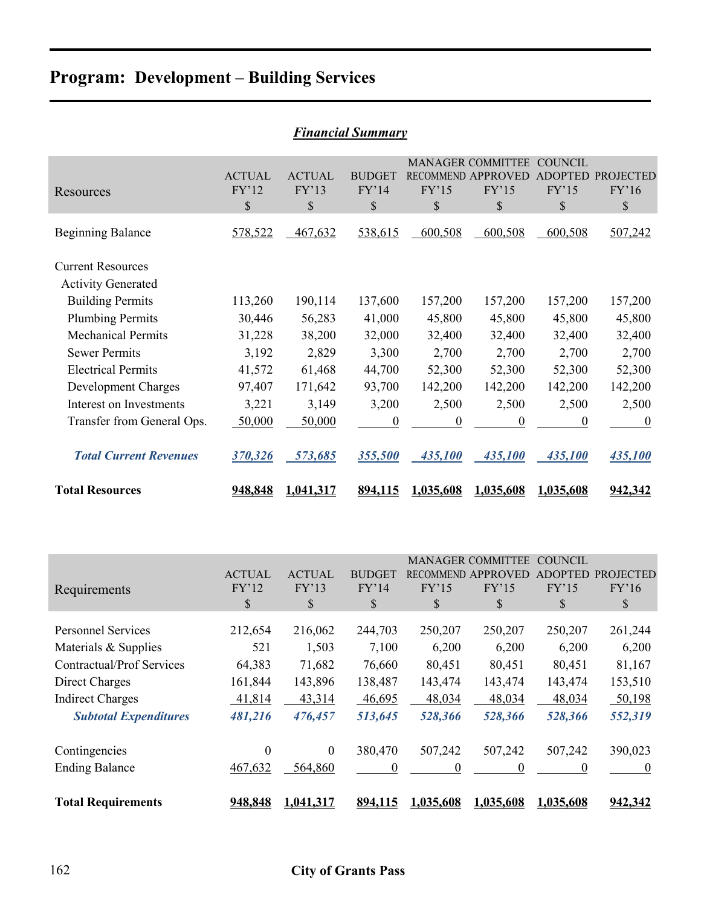# Program: Development – Building Services

## *Financial Summary*

| Resources | ACTUAL FY'12 $ | ACTUAL FY'13 $ | BUDGET FY'14 $ | MANAGER RECOMMEND FY'15 $ | COMMITTEE APPROVED FY'15 $ | COUNCIL ADOPTED FY'15 $ | PROJECTED FY'16 $ |
|---|---|---|---|---|---|---|---|
| Beginning Balance | 578,522 | 467,632 | 538,615 | 600,508 | 600,508 | 600,508 | 507,242 |
| Current Resources | | | | | | | |
| Activity Generated | | | | | | | |
| Building Permits | 113,260 | 190,114 | 137,600 | 157,200 | 157,200 | 157,200 | 157,200 |
| Plumbing Permits | 30,446 | 56,283 | 41,000 | 45,800 | 45,800 | 45,800 | 45,800 |
| Mechanical Permits | 31,228 | 38,200 | 32,000 | 32,400 | 32,400 | 32,400 | 32,400 |
| Sewer Permits | 3,192 | 2,829 | 3,300 | 2,700 | 2,700 | 2,700 | 2,700 |
| Electrical Permits | 41,572 | 61,468 | 44,700 | 52,300 | 52,300 | 52,300 | 52,300 |
| Development Charges | 97,407 | 171,642 | 93,700 | 142,200 | 142,200 | 142,200 | 142,200 |
| Interest on Investments | 3,221 | 3,149 | 3,200 | 2,500 | 2,500 | 2,500 | 2,500 |
| Transfer from General Ops. | 50,000 | 50,000 | 0 | 0 | 0 | 0 | 0 |
| ***Total Current Revenues*** | ***370,326*** | ***573,685*** | ***355,500*** | ***435,100*** | ***435,100*** | ***435,100*** | ***435,100*** |
| **Total Resources** | **948,848** | **1,041,317** | **894,115** | **1,035,608** | **1,035,608** | **1,035,608** | **942,342** |

| Requirements | ACTUAL FY'12 $ | ACTUAL FY'13 $ | BUDGET FY'14 $ | MANAGER RECOMMEND FY'15 $ | COMMITTEE APPROVED FY'15 $ | COUNCIL ADOPTED FY'15 $ | PROJECTED FY'16 $ |
|---|---|---|---|---|---|---|---|
| Personnel Services | 212,654 | 216,062 | 244,703 | 250,207 | 250,207 | 250,207 | 261,244 |
| Materials & Supplies | 521 | 1,503 | 7,100 | 6,200 | 6,200 | 6,200 | 6,200 |
| Contractual/Prof Services | 64,383 | 71,682 | 76,660 | 80,451 | 80,451 | 80,451 | 81,167 |
| Direct Charges | 161,844 | 143,896 | 138,487 | 143,474 | 143,474 | 143,474 | 153,510 |
| Indirect Charges | 41,814 | 43,314 | 46,695 | 48,034 | 48,034 | 48,034 | 50,198 |
| ***Subtotal Expenditures*** | ***481,216*** | ***476,457*** | ***513,645*** | ***528,366*** | ***528,366*** | ***528,366*** | ***552,319*** |
| Contingencies | 0 | 0 | 380,470 | 507,242 | 507,242 | 507,242 | 390,023 |
| Ending Balance | 467,632 | 564,860 | 0 | 0 | 0 | 0 | 0 |
| **Total Requirements** | **948,848** | **1,041,317** | **894,115** | **1,035,608** | **1,035,608** | **1,035,608** | **942,342** |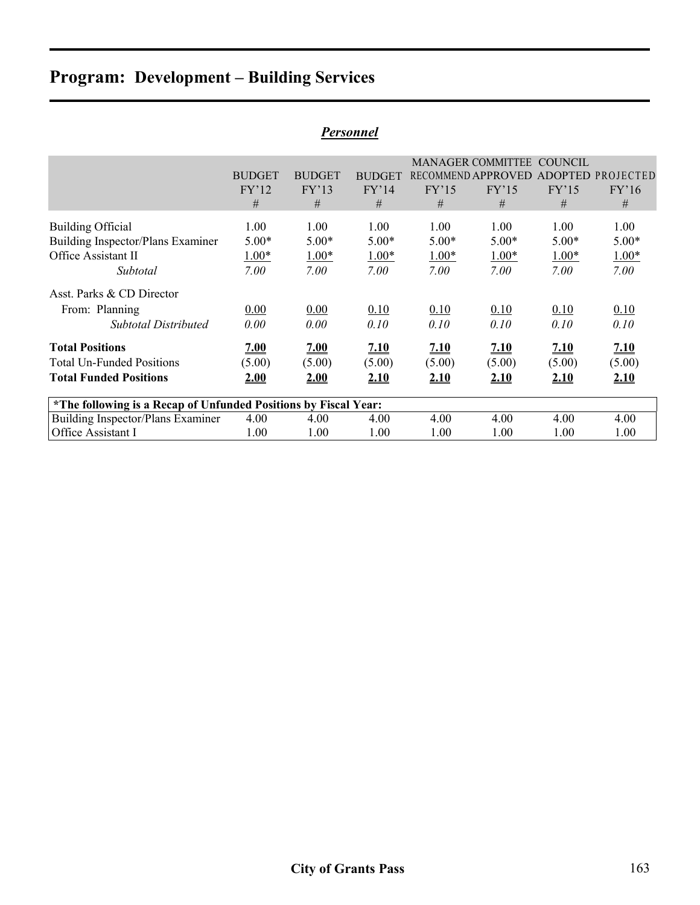# Program: Development – Building Services

## *Personnel*

| | BUDGET FY'12 # | BUDGET FY'13 # | BUDGET FY'14 # | MANAGER RECOMMEND FY'15 # | COMMITTEE APPROVED FY'15 # | COUNCIL ADOPTED FY'15 # | PROJECTED FY'16 # |
|---|---|---|---|---|---|---|---|
| Building Official | 1.00 | 1.00 | 1.00 | 1.00 | 1.00 | 1.00 | 1.00 |
| Building Inspector/Plans Examiner | 5.00* | 5.00* | 5.00* | 5.00* | 5.00* | 5.00* | 5.00* |
| Office Assistant II | 1.00* | 1.00* | 1.00* | 1.00* | 1.00* | 1.00* | 1.00* |
| *Subtotal* | *7.00* | *7.00* | *7.00* | *7.00* | *7.00* | *7.00* | *7.00* |
| Asst. Parks & CD Director | | | | | | | |
| From: Planning | 0.00 | 0.00 | 0.10 | 0.10 | 0.10 | 0.10 | 0.10 |
| *Subtotal Distributed* | *0.00* | *0.00* | *0.10* | *0.10* | *0.10* | *0.10* | *0.10* |
| **Total Positions** | **7.00** | **7.00** | **7.10** | **7.10** | **7.10** | **7.10** | **7.10** |
| Total Un-Funded Positions | (5.00) | (5.00) | (5.00) | (5.00) | (5.00) | (5.00) | (5.00) |
| **Total Funded Positions** | **2.00** | **2.00** | **2.10** | **2.10** | **2.10** | **2.10** | **2.10** |

| **\*The following is a Recap of Unfunded Positions by Fiscal Year:** | | | | | | | |
|---|---|---|---|---|---|---|---|
| Building Inspector/Plans Examiner | 4.00 | 4.00 | 4.00 | 4.00 | 4.00 | 4.00 | 4.00 |
| Office Assistant I | 1.00 | 1.00 | 1.00 | 1.00 | 1.00 | 1.00 | 1.00 |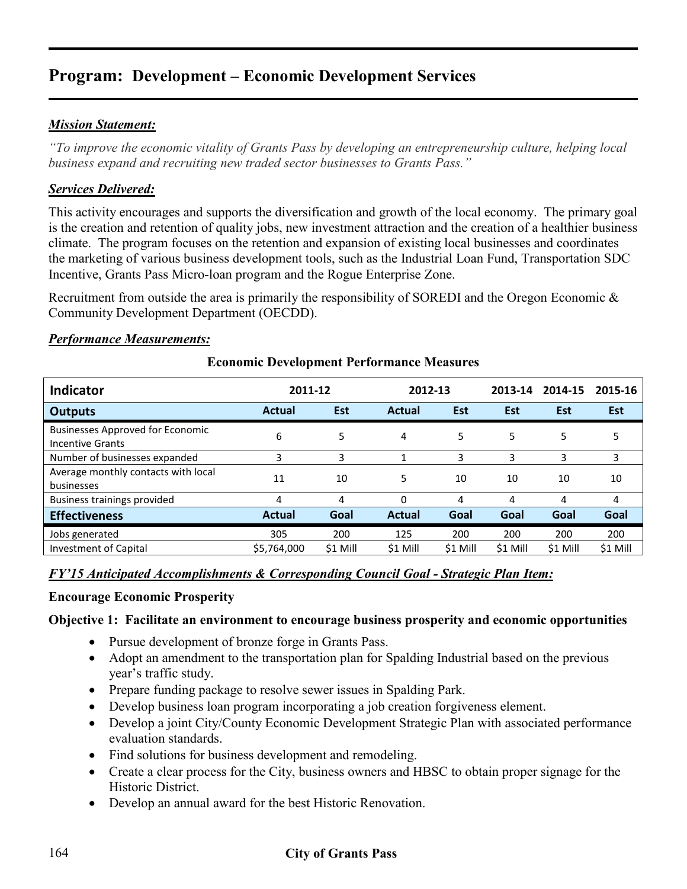# Program: Development – Economic Development Services

***Mission Statement:***

*"To improve the economic vitality of Grants Pass by developing an entrepreneurship culture, helping local business expand and recruiting new traded sector businesses to Grants Pass."*

***Services Delivered:***

This activity encourages and supports the diversification and growth of the local economy. The primary goal is the creation and retention of quality jobs, new investment attraction and the creation of a healthier business climate. The program focuses on the retention and expansion of existing local businesses and coordinates the marketing of various business development tools, such as the Industrial Loan Fund, Transportation SDC Incentive, Grants Pass Micro-loan program and the Rogue Enterprise Zone.

Recruitment from outside the area is primarily the responsibility of SOREDI and the Oregon Economic & Community Development Department (OECDD).

***Performance Measurements:***

**Economic Development Performance Measures**

| Indicator | 2011-12 | | 2012-13 | | 2013-14 | 2014-15 | 2015-16 |
|---|---|---|---|---|---|---|---|
| **Outputs** | **Actual** | **Est** | **Actual** | **Est** | **Est** | **Est** | **Est** |
| Businesses Approved for Economic Incentive Grants | 6 | 5 | 4 | 5 | 5 | 5 | 5 |
| Number of businesses expanded | 3 | 3 | 1 | 3 | 3 | 3 | 3 |
| Average monthly contacts with local businesses | 11 | 10 | 5 | 10 | 10 | 10 | 10 |
| Business trainings provided | 4 | 4 | 0 | 4 | 4 | 4 | 4 |
| **Effectiveness** | **Actual** | **Goal** | **Actual** | **Goal** | **Goal** | **Goal** | **Goal** |
| Jobs generated | 305 | 200 | 125 | 200 | 200 | 200 | 200 |
| Investment of Capital | $5,764,000 | $1 Mill | $1 Mill | $1 Mill | $1 Mill | $1 Mill | $1 Mill |

***FY'15 Anticipated Accomplishments & Corresponding Council Goal - Strategic Plan Item:***

**Encourage Economic Prosperity**

**Objective 1: Facilitate an environment to encourage business prosperity and economic opportunities**

- Pursue development of bronze forge in Grants Pass.
- Adopt an amendment to the transportation plan for Spalding Industrial based on the previous year's traffic study.
- Prepare funding package to resolve sewer issues in Spalding Park.
- Develop business loan program incorporating a job creation forgiveness element.
- Develop a joint City/County Economic Development Strategic Plan with associated performance evaluation standards.
- Find solutions for business development and remodeling.
- Create a clear process for the City, business owners and HBSC to obtain proper signage for the Historic District.
- Develop an annual award for the best Historic Renovation.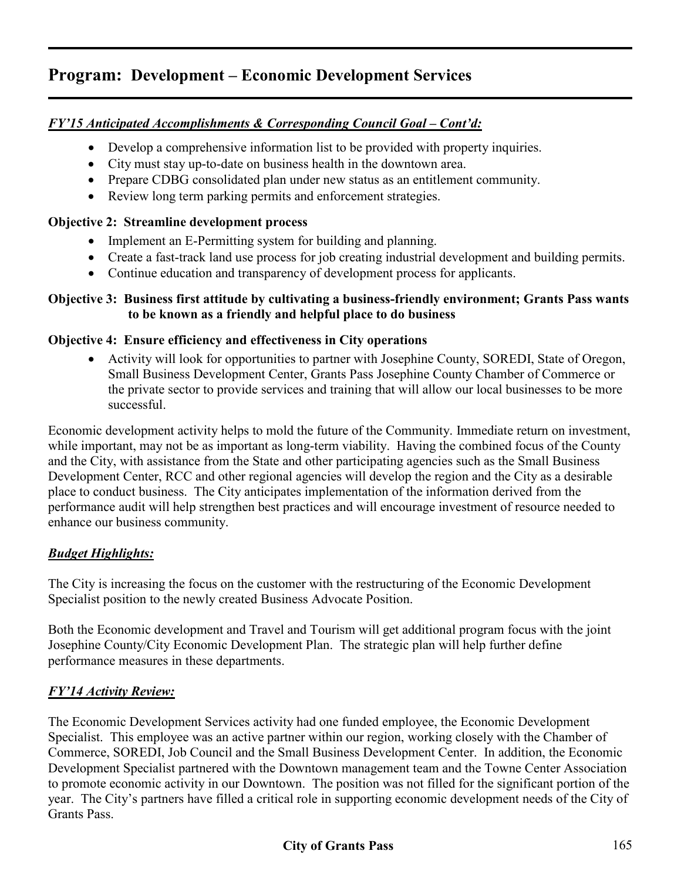## Program: Development – Economic Development Services

***FY'15 Anticipated Accomplishments & Corresponding Council Goal – Cont'd:***

- Develop a comprehensive information list to be provided with property inquiries.
- City must stay up-to-date on business health in the downtown area.
- Prepare CDBG consolidated plan under new status as an entitlement community.
- Review long term parking permits and enforcement strategies.

**Objective 2: Streamline development process**

- Implement an E-Permitting system for building and planning.
- Create a fast-track land use process for job creating industrial development and building permits.
- Continue education and transparency of development process for applicants.

**Objective 3: Business first attitude by cultivating a business-friendly environment; Grants Pass wants to be known as a friendly and helpful place to do business**

**Objective 4: Ensure efficiency and effectiveness in City operations**

- Activity will look for opportunities to partner with Josephine County, SOREDI, State of Oregon, Small Business Development Center, Grants Pass Josephine County Chamber of Commerce or the private sector to provide services and training that will allow our local businesses to be more successful.

Economic development activity helps to mold the future of the Community. Immediate return on investment, while important, may not be as important as long-term viability. Having the combined focus of the County and the City, with assistance from the State and other participating agencies such as the Small Business Development Center, RCC and other regional agencies will develop the region and the City as a desirable place to conduct business. The City anticipates implementation of the information derived from the performance audit will help strengthen best practices and will encourage investment of resource needed to enhance our business community.

***Budget Highlights:***

The City is increasing the focus on the customer with the restructuring of the Economic Development Specialist position to the newly created Business Advocate Position.

Both the Economic development and Travel and Tourism will get additional program focus with the joint Josephine County/City Economic Development Plan. The strategic plan will help further define performance measures in these departments.

***FY'14 Activity Review:***

The Economic Development Services activity had one funded employee, the Economic Development Specialist. This employee was an active partner within our region, working closely with the Chamber of Commerce, SOREDI, Job Council and the Small Business Development Center. In addition, the Economic Development Specialist partnered with the Downtown management team and the Towne Center Association to promote economic activity in our Downtown. The position was not filled for the significant portion of the year. The City's partners have filled a critical role in supporting economic development needs of the City of Grants Pass.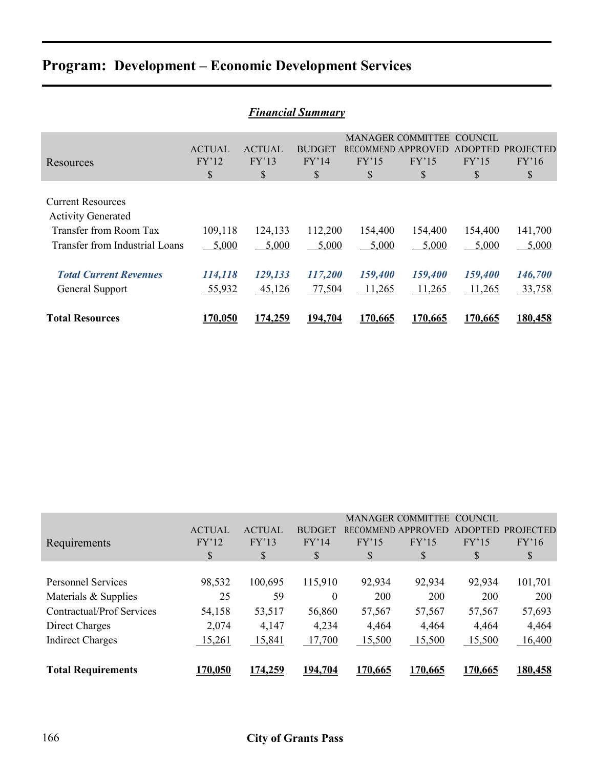# Program: Development – Economic Development Services

***Financial Summary***

| Resources | ACTUAL FY'12 $ | ACTUAL FY'13 $ | BUDGET FY'14 $ | MANAGER RECOMMEND FY'15 $ | COMMITTEE APPROVED FY'15 $ | COUNCIL ADOPTED FY'15 $ | PROJECTED FY'16 $ |
|---|---|---|---|---|---|---|---|
| Current Resources | | | | | | | |
| Activity Generated | | | | | | | |
| Transfer from Room Tax | 109,118 | 124,133 | 112,200 | 154,400 | 154,400 | 154,400 | 141,700 |
| Transfer from Industrial Loans | 5,000 | 5,000 | 5,000 | 5,000 | 5,000 | 5,000 | 5,000 |
| ***Total Current Revenues*** | ***114,118*** | ***129,133*** | ***117,200*** | ***159,400*** | ***159,400*** | ***159,400*** | ***146,700*** |
| General Support | 55,932 | 45,126 | 77,504 | 11,265 | 11,265 | 11,265 | 33,758 |
| **Total Resources** | **170,050** | **174,259** | **194,704** | **170,665** | **170,665** | **170,665** | **180,458** |

| Requirements | ACTUAL FY'12 $ | ACTUAL FY'13 $ | BUDGET FY'14 $ | MANAGER RECOMMEND FY'15 $ | COMMITTEE APPROVED FY'15 $ | COUNCIL ADOPTED FY'15 $ | PROJECTED FY'16 $ |
|---|---|---|---|---|---|---|---|
| Personnel Services | 98,532 | 100,695 | 115,910 | 92,934 | 92,934 | 92,934 | 101,701 |
| Materials & Supplies | 25 | 59 | 0 | 200 | 200 | 200 | 200 |
| Contractual/Prof Services | 54,158 | 53,517 | 56,860 | 57,567 | 57,567 | 57,567 | 57,693 |
| Direct Charges | 2,074 | 4,147 | 4,234 | 4,464 | 4,464 | 4,464 | 4,464 |
| Indirect Charges | 15,261 | 15,841 | 17,700 | 15,500 | 15,500 | 15,500 | 16,400 |
| **Total Requirements** | **170,050** | **174,259** | **194,704** | **170,665** | **170,665** | **170,665** | **180,458** |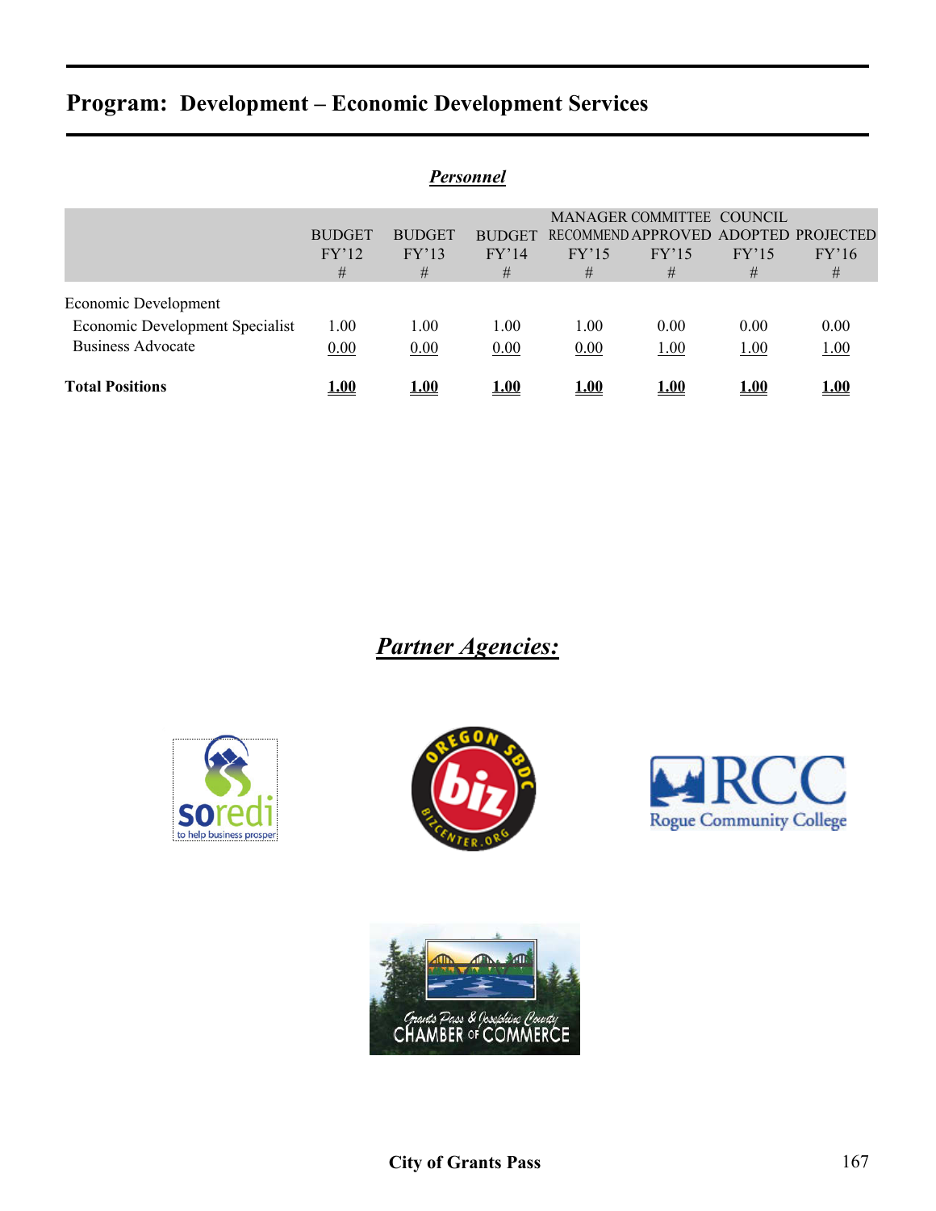# Program: Development – Economic Development Services

## *Personnel*

| | BUDGET FY'12 # | BUDGET FY'13 # | BUDGET FY'14 # | MANAGER RECOMMEND FY'15 # | COMMITTEE APPROVED FY'15 # | COUNCIL ADOPTED FY'15 # | PROJECTED FY'16 # |
|---|---|---|---|---|---|---|---|
| Economic Development | | | | | | | |
| Economic Development Specialist | 1.00 | 1.00 | 1.00 | 1.00 | 0.00 | 0.00 | 0.00 |
| Business Advocate | 0.00 | 0.00 | 0.00 | 0.00 | 1.00 | 1.00 | 1.00 |
| **Total Positions** | **1.00** | **1.00** | **1.00** | **1.00** | **1.00** | **1.00** | **1.00** |

## *Partner Agencies:*

soredi – to help business prosper

Oregon SBDC – biz – bizcenter.org

RCC – Rogue Community College

Grants Pass & Josephine County Chamber of Commerce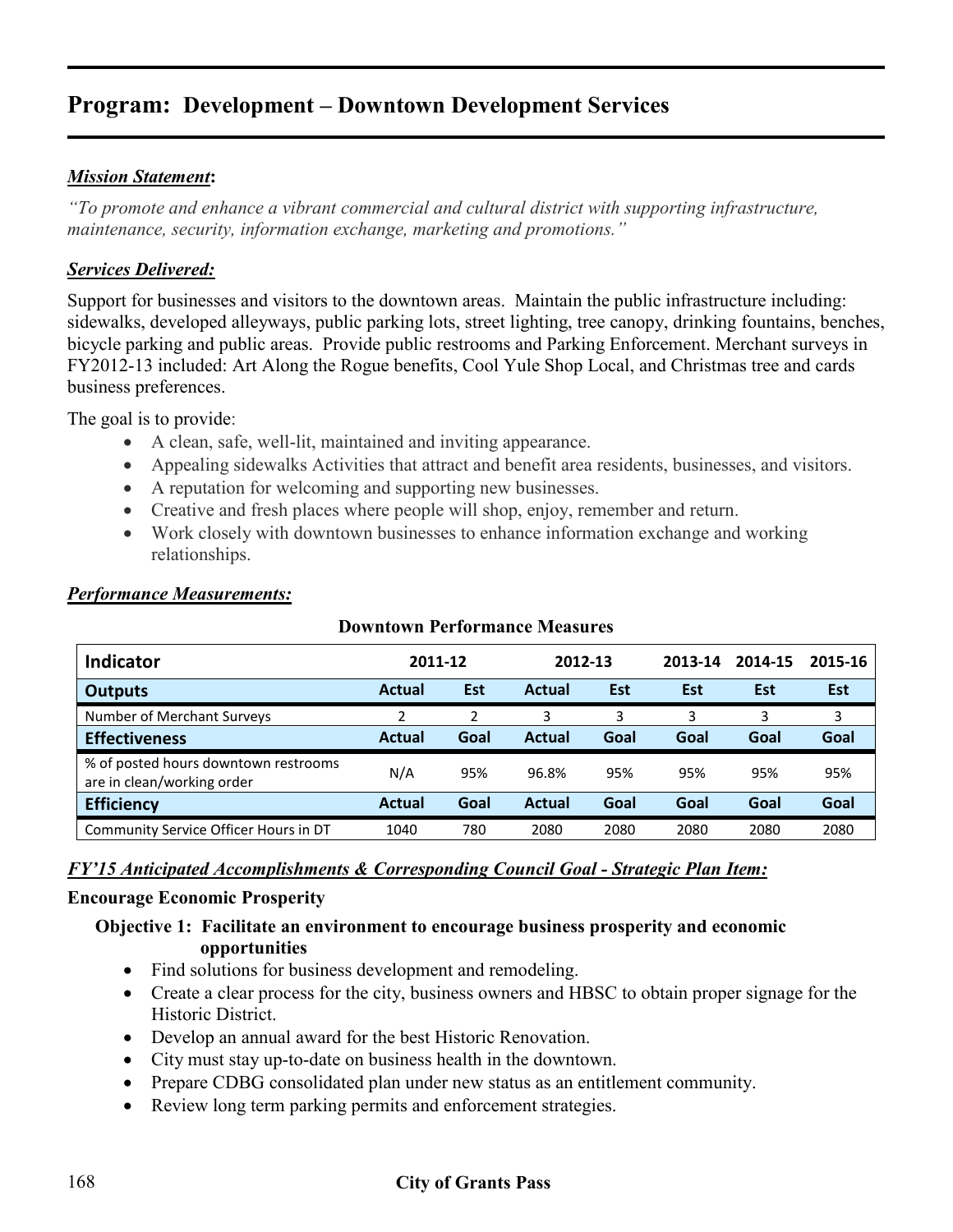# Program: Development – Downtown Development Services

***Mission Statement*:**

*"To promote and enhance a vibrant commercial and cultural district with supporting infrastructure, maintenance, security, information exchange, marketing and promotions."*

***Services Delivered:***

Support for businesses and visitors to the downtown areas. Maintain the public infrastructure including: sidewalks, developed alleyways, public parking lots, street lighting, tree canopy, drinking fountains, benches, bicycle parking and public areas. Provide public restrooms and Parking Enforcement. Merchant surveys in FY2012-13 included: Art Along the Rogue benefits, Cool Yule Shop Local, and Christmas tree and cards business preferences.

The goal is to provide:

- A clean, safe, well-lit, maintained and inviting appearance.
- Appealing sidewalks Activities that attract and benefit area residents, businesses, and visitors.
- A reputation for welcoming and supporting new businesses.
- Creative and fresh places where people will shop, enjoy, remember and return.
- Work closely with downtown businesses to enhance information exchange and working relationships.

***Performance Measurements:***

**Downtown Performance Measures**

| Indicator | 2011-12 | | 2012-13 | | 2013-14 | 2014-15 | 2015-16 |
|---|---|---|---|---|---|---|---|
| **Outputs** | **Actual** | **Est** | **Actual** | **Est** | **Est** | **Est** | **Est** |
| Number of Merchant Surveys | 2 | 2 | 3 | 3 | 3 | 3 | 3 |
| **Effectiveness** | **Actual** | **Goal** | **Actual** | **Goal** | **Goal** | **Goal** | **Goal** |
| % of posted hours downtown restrooms are in clean/working order | N/A | 95% | 96.8% | 95% | 95% | 95% | 95% |
| **Efficiency** | **Actual** | **Goal** | **Actual** | **Goal** | **Goal** | **Goal** | **Goal** |
| Community Service Officer Hours in DT | 1040 | 780 | 2080 | 2080 | 2080 | 2080 | 2080 |

***FY'15 Anticipated Accomplishments & Corresponding Council Goal - Strategic Plan Item:***

**Encourage Economic Prosperity**

**Objective 1: Facilitate an environment to encourage business prosperity and economic opportunities**

- Find solutions for business development and remodeling.
- Create a clear process for the city, business owners and HBSC to obtain proper signage for the Historic District.
- Develop an annual award for the best Historic Renovation.
- City must stay up-to-date on business health in the downtown.
- Prepare CDBG consolidated plan under new status as an entitlement community.
- Review long term parking permits and enforcement strategies.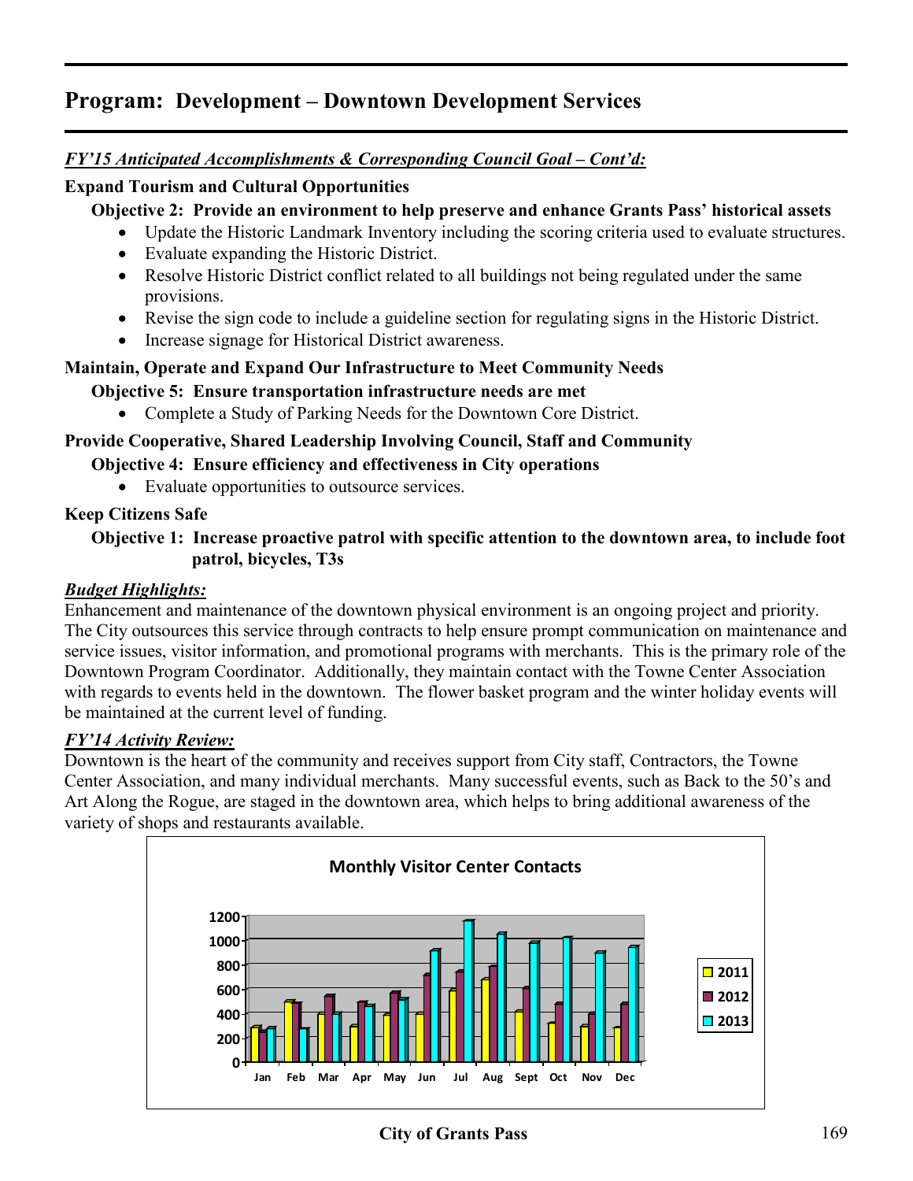# Program: Development – Downtown Development Services

***FY'15 Anticipated Accomplishments & Corresponding Council Goal – Cont'd:***

**Expand Tourism and Cultural Opportunities**

**Objective 2: Provide an environment to help preserve and enhance Grants Pass' historical assets**

- Update the Historic Landmark Inventory including the scoring criteria used to evaluate structures.
- Evaluate expanding the Historic District.
- Resolve Historic District conflict related to all buildings not being regulated under the same provisions.
- Revise the sign code to include a guideline section for regulating signs in the Historic District.
- Increase signage for Historical District awareness.

**Maintain, Operate and Expand Our Infrastructure to Meet Community Needs**

**Objective 5: Ensure transportation infrastructure needs are met**

- Complete a Study of Parking Needs for the Downtown Core District.

**Provide Cooperative, Shared Leadership Involving Council, Staff and Community**

**Objective 4: Ensure efficiency and effectiveness in City operations**

- Evaluate opportunities to outsource services.

**Keep Citizens Safe**

**Objective 1: Increase proactive patrol with specific attention to the downtown area, to include foot patrol, bicycles, T3s**

***Budget Highlights:***

Enhancement and maintenance of the downtown physical environment is an ongoing project and priority. The City outsources this service through contracts to help ensure prompt communication on maintenance and service issues, visitor information, and promotional programs with merchants. This is the primary role of the Downtown Program Coordinator. Additionally, they maintain contact with the Towne Center Association with regards to events held in the downtown. The flower basket program and the winter holiday events will be maintained at the current level of funding.

***FY'14 Activity Review:***

Downtown is the heart of the community and receives support from City staff, Contractors, the Towne Center Association, and many individual merchants. Many successful events, such as Back to the 50's and Art Along the Rogue, are staged in the downtown area, which helps to bring additional awareness of the variety of shops and restaurants available.

**Monthly Visitor Center Contacts**

(Bar chart: monthly visitor center contacts, Jan–Dec, for 2011, 2012 and 2013; y-axis 0–1200)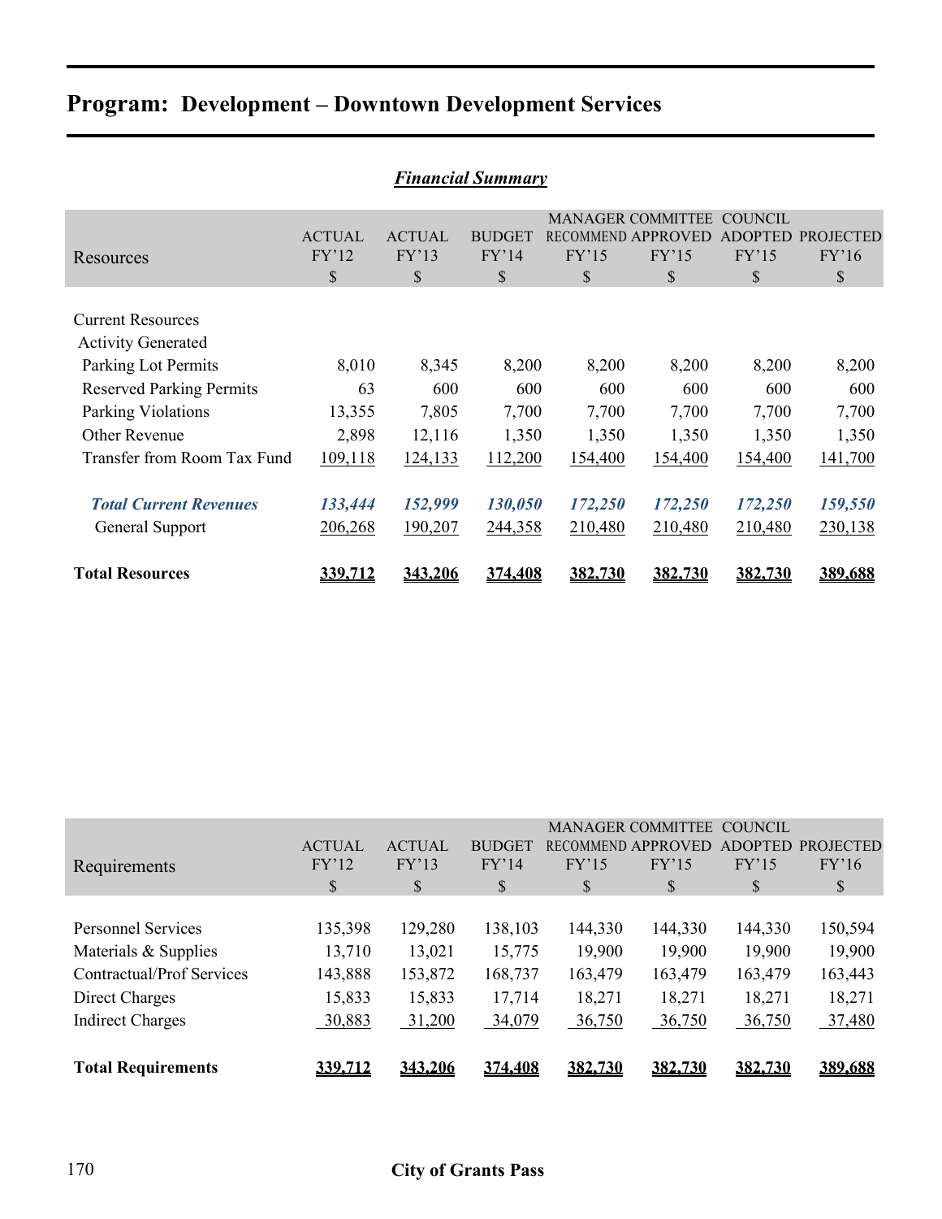# Program: Development – Downtown Development Services

***Financial Summary***

| Resources | ACTUAL FY'12 $ | ACTUAL FY'13 $ | BUDGET FY'14 $ | MANAGER RECOMMEND FY'15 $ | COMMITTEE APPROVED FY'15 $ | COUNCIL ADOPTED FY'15 $ | PROJECTED FY'16 $ |
|---|---|---|---|---|---|---|---|
| Current Resources | | | | | | | |
| Activity Generated | | | | | | | |
| Parking Lot Permits | 8,010 | 8,345 | 8,200 | 8,200 | 8,200 | 8,200 | 8,200 |
| Reserved Parking Permits | 63 | 600 | 600 | 600 | 600 | 600 | 600 |
| Parking Violations | 13,355 | 7,805 | 7,700 | 7,700 | 7,700 | 7,700 | 7,700 |
| Other Revenue | 2,898 | 12,116 | 1,350 | 1,350 | 1,350 | 1,350 | 1,350 |
| Transfer from Room Tax Fund | 109,118 | 124,133 | 112,200 | 154,400 | 154,400 | 154,400 | 141,700 |
| ***Total Current Revenues*** | ***133,444*** | ***152,999*** | ***130,050*** | ***172,250*** | ***172,250*** | ***172,250*** | ***159,550*** |
| General Support | 206,268 | 190,207 | 244,358 | 210,480 | 210,480 | 210,480 | 230,138 |
| **Total Resources** | **339,712** | **343,206** | **374,408** | **382,730** | **382,730** | **382,730** | **389,688** |

| Requirements | ACTUAL FY'12 $ | ACTUAL FY'13 $ | BUDGET FY'14 $ | MANAGER RECOMMEND FY'15 $ | COMMITTEE APPROVED FY'15 $ | COUNCIL ADOPTED FY'15 $ | PROJECTED FY'16 $ |
|---|---|---|---|---|---|---|---|
| Personnel Services | 135,398 | 129,280 | 138,103 | 144,330 | 144,330 | 144,330 | 150,594 |
| Materials & Supplies | 13,710 | 13,021 | 15,775 | 19,900 | 19,900 | 19,900 | 19,900 |
| Contractual/Prof Services | 143,888 | 153,872 | 168,737 | 163,479 | 163,479 | 163,479 | 163,443 |
| Direct Charges | 15,833 | 15,833 | 17,714 | 18,271 | 18,271 | 18,271 | 18,271 |
| Indirect Charges | 30,883 | 31,200 | 34,079 | 36,750 | 36,750 | 36,750 | 37,480 |
| **Total Requirements** | **339,712** | **343,206** | **374,408** | **382,730** | **382,730** | **382,730** | **389,688** |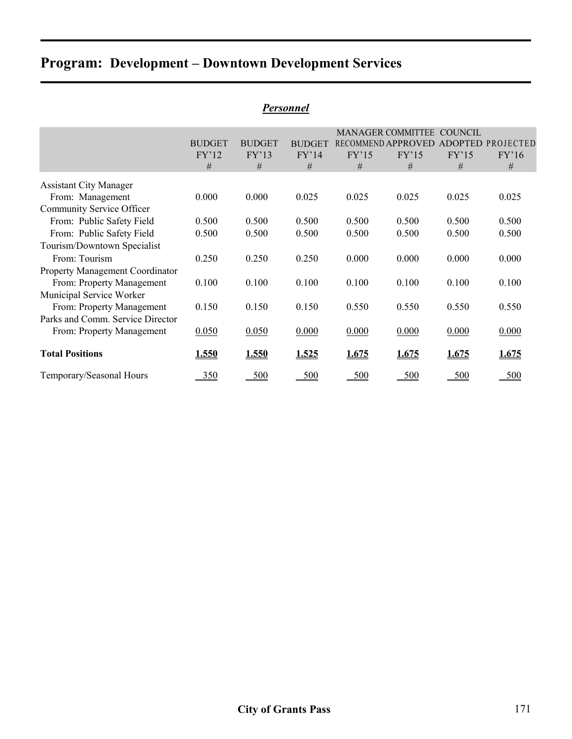# Program: Development – Downtown Development Services

***Personnel***

| | BUDGET FY'12 # | BUDGET FY'13 # | BUDGET FY'14 # | MANAGER RECOMMEND FY'15 # | COMMITTEE APPROVED FY'15 # | COUNCIL ADOPTED FY'15 # | PROJECTED FY'16 # |
|---|---|---|---|---|---|---|---|
| Assistant City Manager | | | | | | | |
| From: Management | 0.000 | 0.000 | 0.025 | 0.025 | 0.025 | 0.025 | 0.025 |
| Community Service Officer | | | | | | | |
| From: Public Safety Field | 0.500 | 0.500 | 0.500 | 0.500 | 0.500 | 0.500 | 0.500 |
| From: Public Safety Field | 0.500 | 0.500 | 0.500 | 0.500 | 0.500 | 0.500 | 0.500 |
| Tourism/Downtown Specialist | | | | | | | |
| From: Tourism | 0.250 | 0.250 | 0.250 | 0.000 | 0.000 | 0.000 | 0.000 |
| Property Management Coordinator | | | | | | | |
| From: Property Management | 0.100 | 0.100 | 0.100 | 0.100 | 0.100 | 0.100 | 0.100 |
| Municipal Service Worker | | | | | | | |
| From: Property Management | 0.150 | 0.150 | 0.150 | 0.550 | 0.550 | 0.550 | 0.550 |
| Parks and Comm. Service Director | | | | | | | |
| From: Property Management | 0.050 | 0.050 | 0.000 | 0.000 | 0.000 | 0.000 | 0.000 |
| **Total Positions** | **1.550** | **1.550** | **1.525** | **1.675** | **1.675** | **1.675** | **1.675** |
| Temporary/Seasonal Hours | 350 | 500 | 500 | 500 | 500 | 500 | 500 |

City of Grants Pass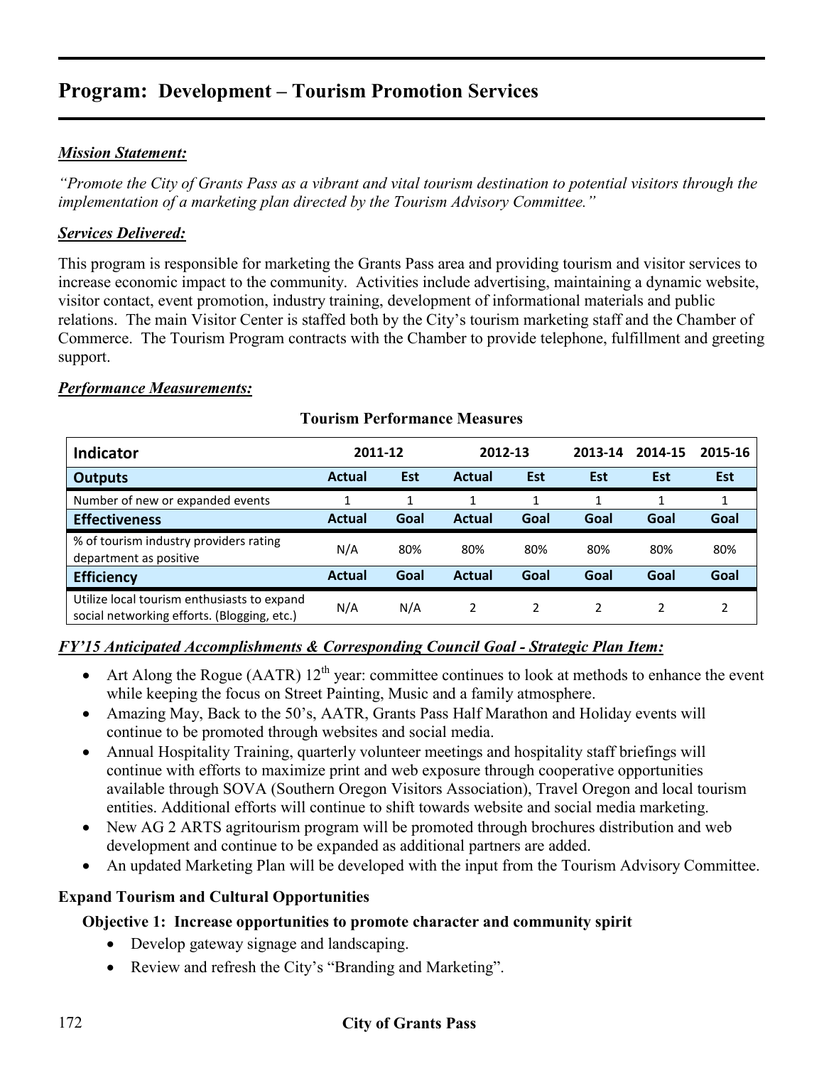# Program: Development – Tourism Promotion Services

***Mission Statement:***

*"Promote the City of Grants Pass as a vibrant and vital tourism destination to potential visitors through the implementation of a marketing plan directed by the Tourism Advisory Committee."*

***Services Delivered:***

This program is responsible for marketing the Grants Pass area and providing tourism and visitor services to increase economic impact to the community. Activities include advertising, maintaining a dynamic website, visitor contact, event promotion, industry training, development of informational materials and public relations. The main Visitor Center is staffed both by the City's tourism marketing staff and the Chamber of Commerce. The Tourism Program contracts with the Chamber to provide telephone, fulfillment and greeting support.

***Performance Measurements:***

**Tourism Performance Measures**

| Indicator | 2011-12 | | 2012-13 | | 2013-14 | 2014-15 | 2015-16 |
|---|---|---|---|---|---|---|---|
| **Outputs** | **Actual** | **Est** | **Actual** | **Est** | **Est** | **Est** | **Est** |
| Number of new or expanded events | 1 | 1 | 1 | 1 | 1 | 1 | 1 |
| **Effectiveness** | **Actual** | **Goal** | **Actual** | **Goal** | **Goal** | **Goal** | **Goal** |
| % of tourism industry providers rating department as positive | N/A | 80% | 80% | 80% | 80% | 80% | 80% |
| **Efficiency** | **Actual** | **Goal** | **Actual** | **Goal** | **Goal** | **Goal** | **Goal** |
| Utilize local tourism enthusiasts to expand social networking efforts. (Blogging, etc.) | N/A | N/A | 2 | 2 | 2 | 2 | 2 |

***FY'15 Anticipated Accomplishments & Corresponding Council Goal - Strategic Plan Item:***

- Art Along the Rogue (AATR) 12th year: committee continues to look at methods to enhance the event while keeping the focus on Street Painting, Music and a family atmosphere.
- Amazing May, Back to the 50's, AATR, Grants Pass Half Marathon and Holiday events will continue to be promoted through websites and social media.
- Annual Hospitality Training, quarterly volunteer meetings and hospitality staff briefings will continue with efforts to maximize print and web exposure through cooperative opportunities available through SOVA (Southern Oregon Visitors Association), Travel Oregon and local tourism entities. Additional efforts will continue to shift towards website and social media marketing.
- New AG 2 ARTS agritourism program will be promoted through brochures distribution and web development and continue to be expanded as additional partners are added.
- An updated Marketing Plan will be developed with the input from the Tourism Advisory Committee.

**Expand Tourism and Cultural Opportunities**

**Objective 1: Increase opportunities to promote character and community spirit**

- Develop gateway signage and landscaping.
- Review and refresh the City's "Branding and Marketing".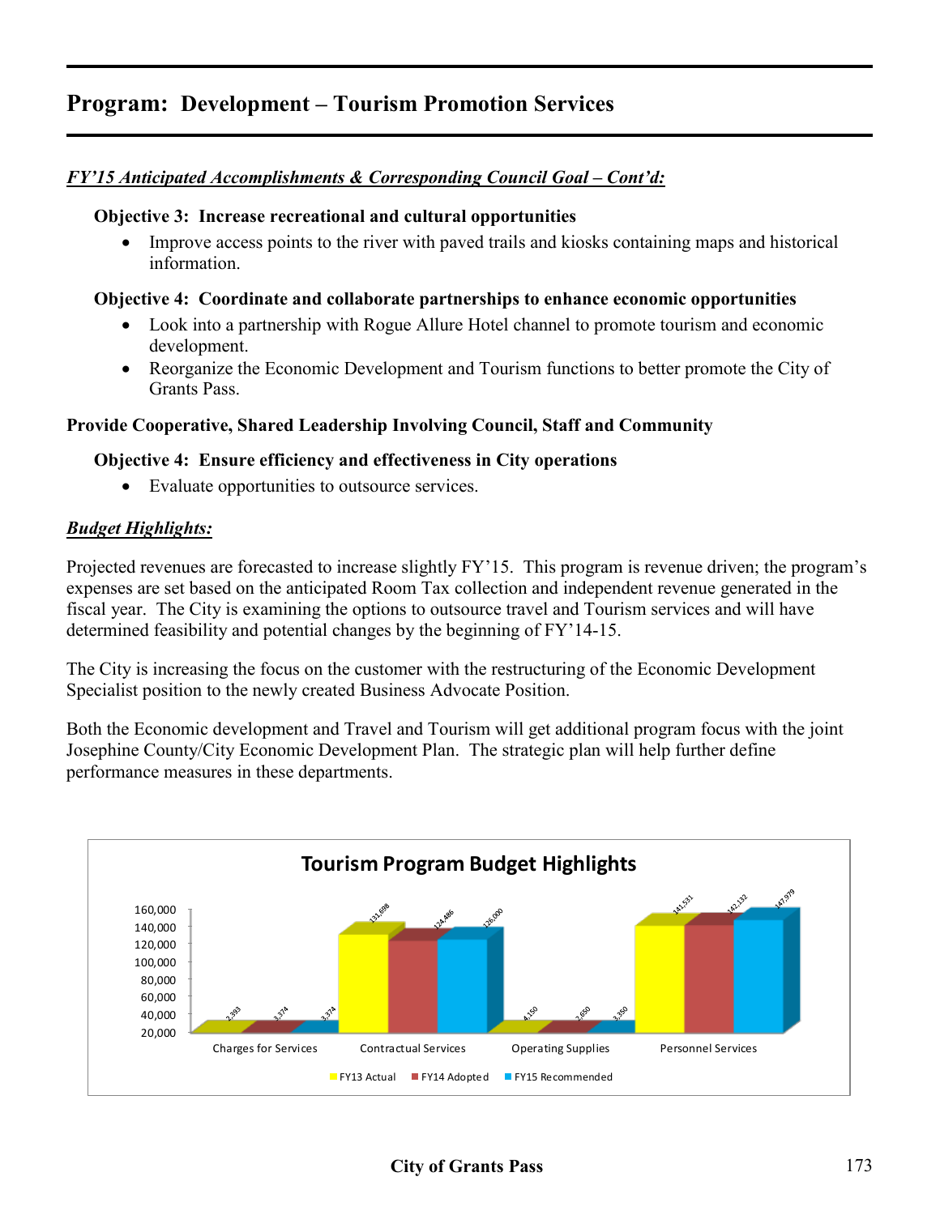# Program: Development – Tourism Promotion Services

***FY'15 Anticipated Accomplishments & Corresponding Council Goal – Cont'd:***

**Objective 3: Increase recreational and cultural opportunities**

- Improve access points to the river with paved trails and kiosks containing maps and historical information.

**Objective 4: Coordinate and collaborate partnerships to enhance economic opportunities**

- Look into a partnership with Rogue Allure Hotel channel to promote tourism and economic development.
- Reorganize the Economic Development and Tourism functions to better promote the City of Grants Pass.

**Provide Cooperative, Shared Leadership Involving Council, Staff and Community**

**Objective 4: Ensure efficiency and effectiveness in City operations**

- Evaluate opportunities to outsource services.

***Budget Highlights:***

Projected revenues are forecasted to increase slightly FY'15. This program is revenue driven; the program's expenses are set based on the anticipated Room Tax collection and independent revenue generated in the fiscal year. The City is examining the options to outsource travel and Tourism services and will have determined feasibility and potential changes by the beginning of FY'14-15.

The City is increasing the focus on the customer with the restructuring of the Economic Development Specialist position to the newly created Business Advocate Position.

Both the Economic development and Travel and Tourism will get additional program focus with the joint Josephine County/City Economic Development Plan. The strategic plan will help further define performance measures in these departments.

**Tourism Program Budget Highlights**

| | FY13 Actual | FY14 Adopted | FY15 Recommended |
|---|---|---|---|
| Charges for Services | 2,393 | 3,374 | 3,374 |
| Contractual Services | 131,698 | 124,486 | 126,000 |
| Operating Supplies | 4,150 | 2,650 | 3,350 |
| Personnel Services | 141,531 | 142,132 | 147,979 |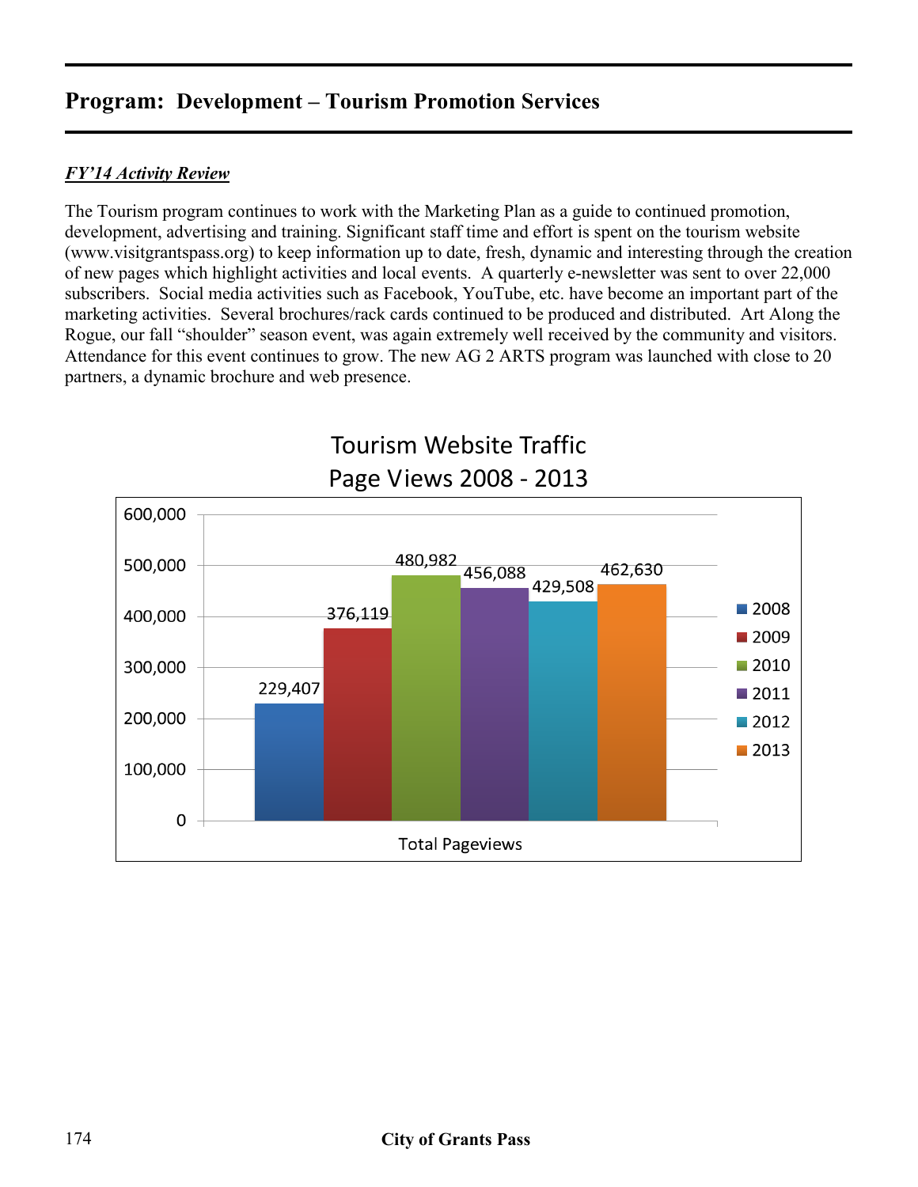## Program: Development – Tourism Promotion Services

***FY'14 Activity Review***

The Tourism program continues to work with the Marketing Plan as a guide to continued promotion, development, advertising and training. Significant staff time and effort is spent on the tourism website (www.visitgrantspass.org) to keep information up to date, fresh, dynamic and interesting through the creation of new pages which highlight activities and local events. A quarterly e-newsletter was sent to over 22,000 subscribers. Social media activities such as Facebook, YouTube, etc. have become an important part of the marketing activities. Several brochures/rack cards continued to be produced and distributed. Art Along the Rogue, our fall "shoulder" season event, was again extremely well received by the community and visitors. Attendance for this event continues to grow. The new AG 2 ARTS program was launched with close to 20 partners, a dynamic brochure and web presence.

**Tourism Website Traffic**
**Page Views 2008 - 2013**

| Year | Total Pageviews |
|---|---|
| 2008 | 229,407 |
| 2009 | 376,119 |
| 2010 | 480,982 |
| 2011 | 456,088 |
| 2012 | 429,508 |
| 2013 | 462,630 |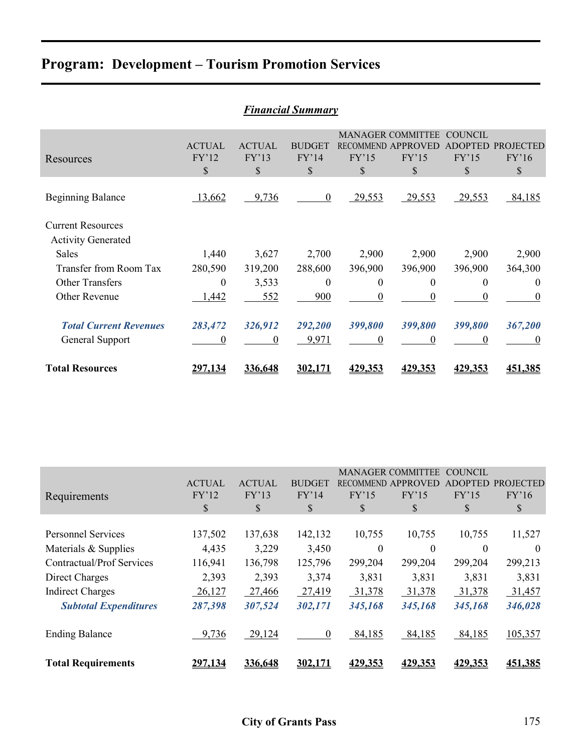# Program: Development – Tourism Promotion Services

## *Financial Summary*

| Resources | ACTUAL FY'12 $ | ACTUAL FY'13 $ | BUDGET FY'14 $ | MANAGER RECOMMEND FY'15 $ | COMMITTEE APPROVED FY'15 $ | COUNCIL ADOPTED FY'15 $ | PROJECTED FY'16 $ |
|---|---|---|---|---|---|---|---|
| Beginning Balance | 13,662 | 9,736 | 0 | 29,553 | 29,553 | 29,553 | 84,185 |
| Current Resources | | | | | | | |
| Activity Generated | | | | | | | |
| Sales | 1,440 | 3,627 | 2,700 | 2,900 | 2,900 | 2,900 | 2,900 |
| Transfer from Room Tax | 280,590 | 319,200 | 288,600 | 396,900 | 396,900 | 396,900 | 364,300 |
| Other Transfers | 0 | 3,533 | 0 | 0 | 0 | 0 | 0 |
| Other Revenue | 1,442 | 552 | 900 | 0 | 0 | 0 | 0 |
| ***Total Current Revenues*** | ***283,472*** | ***326,912*** | ***292,200*** | ***399,800*** | ***399,800*** | ***399,800*** | ***367,200*** |
| General Support | 0 | 0 | 9,971 | 0 | 0 | 0 | 0 |
| **Total Resources** | **297,134** | **336,648** | **302,171** | **429,353** | **429,353** | **429,353** | **451,385** |

| Requirements | ACTUAL FY'12 $ | ACTUAL FY'13 $ | BUDGET FY'14 $ | MANAGER RECOMMEND FY'15 $ | COMMITTEE APPROVED FY'15 $ | COUNCIL ADOPTED FY'15 $ | PROJECTED FY'16 $ |
|---|---|---|---|---|---|---|---|
| Personnel Services | 137,502 | 137,638 | 142,132 | 10,755 | 10,755 | 10,755 | 11,527 |
| Materials & Supplies | 4,435 | 3,229 | 3,450 | 0 | 0 | 0 | 0 |
| Contractual/Prof Services | 116,941 | 136,798 | 125,796 | 299,204 | 299,204 | 299,204 | 299,213 |
| Direct Charges | 2,393 | 2,393 | 3,374 | 3,831 | 3,831 | 3,831 | 3,831 |
| Indirect Charges | 26,127 | 27,466 | 27,419 | 31,378 | 31,378 | 31,378 | 31,457 |
| ***Subtotal Expenditures*** | ***287,398*** | ***307,524*** | ***302,171*** | ***345,168*** | ***345,168*** | ***345,168*** | ***346,028*** |
| Ending Balance | 9,736 | 29,124 | 0 | 84,185 | 84,185 | 84,185 | 105,357 |
| **Total Requirements** | **297,134** | **336,648** | **302,171** | **429,353** | **429,353** | **429,353** | **451,385** |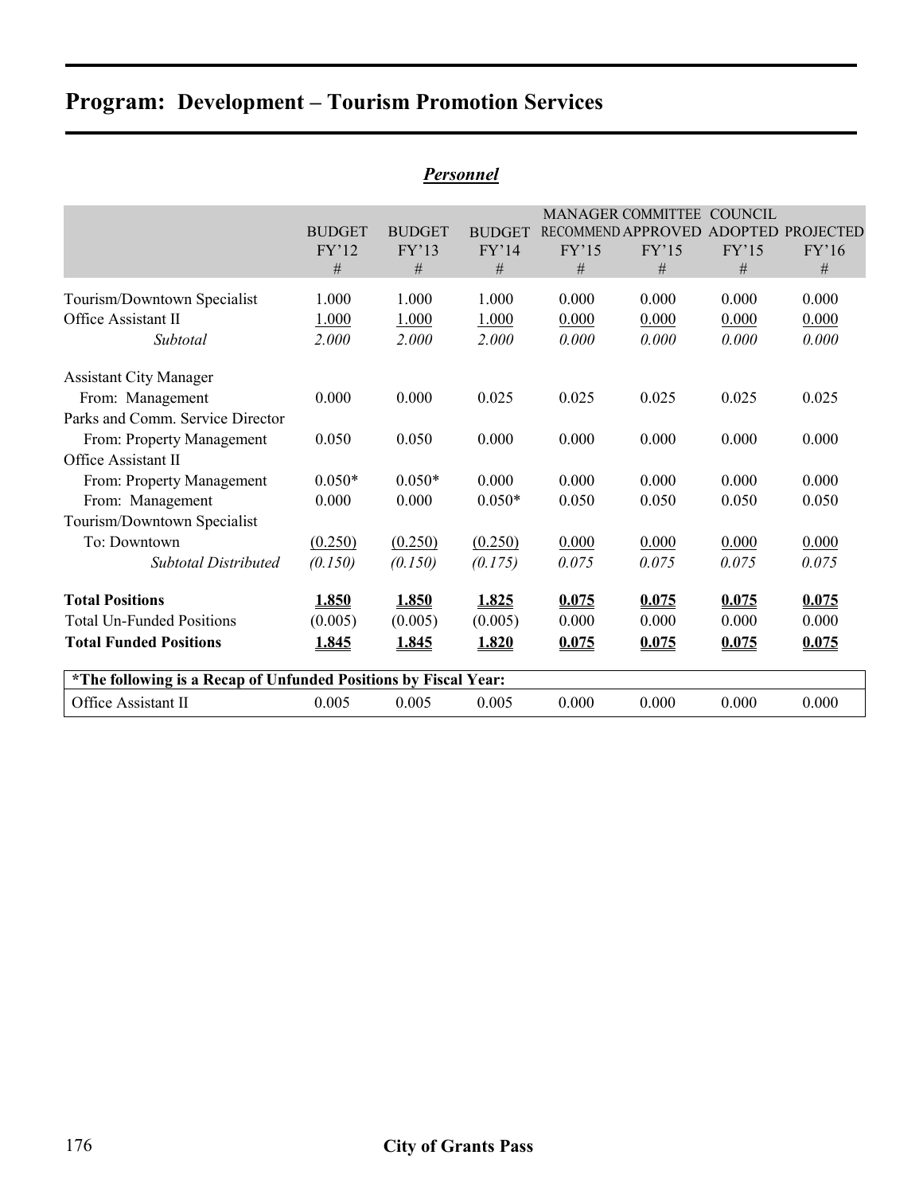# Program: Development – Tourism Promotion Services

## *Personnel*

| | BUDGET FY'12 # | BUDGET FY'13 # | BUDGET FY'14 # | MANAGER RECOMMEND FY'15 # | COMMITTEE APPROVED FY'15 # | COUNCIL ADOPTED FY'15 # | PROJECTED FY'16 # |
|---|---|---|---|---|---|---|---|
| Tourism/Downtown Specialist | 1.000 | 1.000 | 1.000 | 0.000 | 0.000 | 0.000 | 0.000 |
| Office Assistant II | 1.000 | 1.000 | 1.000 | 0.000 | 0.000 | 0.000 | 0.000 |
| *Subtotal* | *2.000* | *2.000* | *2.000* | *0.000* | *0.000* | *0.000* | *0.000* |
| Assistant City Manager | | | | | | | |
| From: Management | 0.000 | 0.000 | 0.025 | 0.025 | 0.025 | 0.025 | 0.025 |
| Parks and Comm. Service Director | | | | | | | |
| From: Property Management | 0.050 | 0.050 | 0.000 | 0.000 | 0.000 | 0.000 | 0.000 |
| Office Assistant II | | | | | | | |
| From: Property Management | 0.050* | 0.050* | 0.000 | 0.000 | 0.000 | 0.000 | 0.000 |
| From: Management | 0.000 | 0.000 | 0.050* | 0.050 | 0.050 | 0.050 | 0.050 |
| Tourism/Downtown Specialist | | | | | | | |
| To: Downtown | (0.250) | (0.250) | (0.250) | 0.000 | 0.000 | 0.000 | 0.000 |
| *Subtotal Distributed* | *(0.150)* | *(0.150)* | *(0.175)* | *0.075* | *0.075* | *0.075* | *0.075* |
| **Total Positions** | **1.850** | **1.850** | **1.825** | **0.075** | **0.075** | **0.075** | **0.075** |
| Total Un-Funded Positions | (0.005) | (0.005) | (0.005) | 0.000 | 0.000 | 0.000 | 0.000 |
| **Total Funded Positions** | **1.845** | **1.845** | **1.820** | **0.075** | **0.075** | **0.075** | **0.075** |

| **\*The following is a Recap of Unfunded Positions by Fiscal Year:** | | | | | | | |
|---|---|---|---|---|---|---|---|
| Office Assistant II | 0.005 | 0.005 | 0.005 | 0.000 | 0.000 | 0.000 | 0.000 |